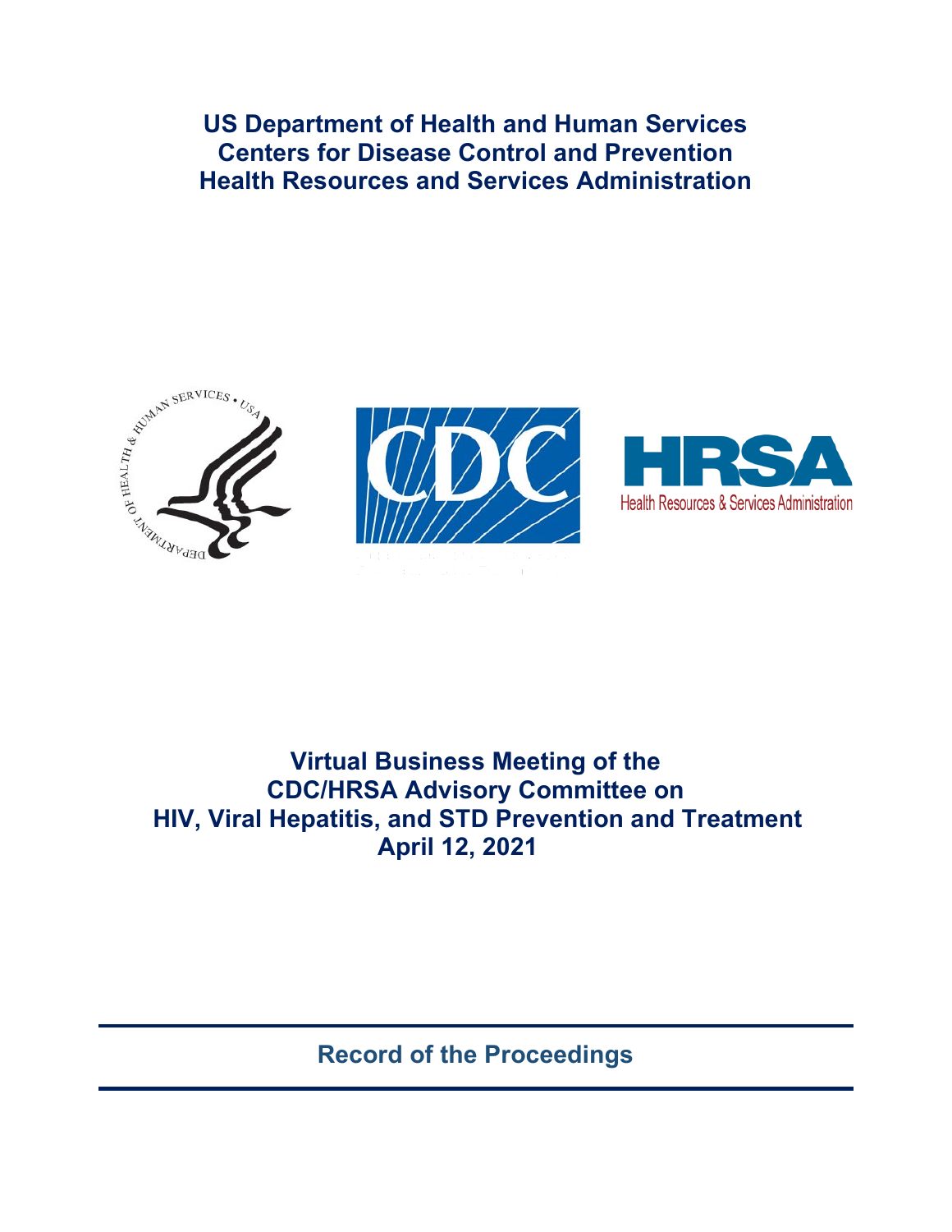**US Department of Health and Human Services**
**Centers for Disease Control and Prevention**
**Health Resources and Services Administration**

# Virtual Business Meeting of the CDC/HRSA Advisory Committee on HIV, Viral Hepatitis, and STD Prevention and Treatment
# April 12, 2021

## Record of the Proceedings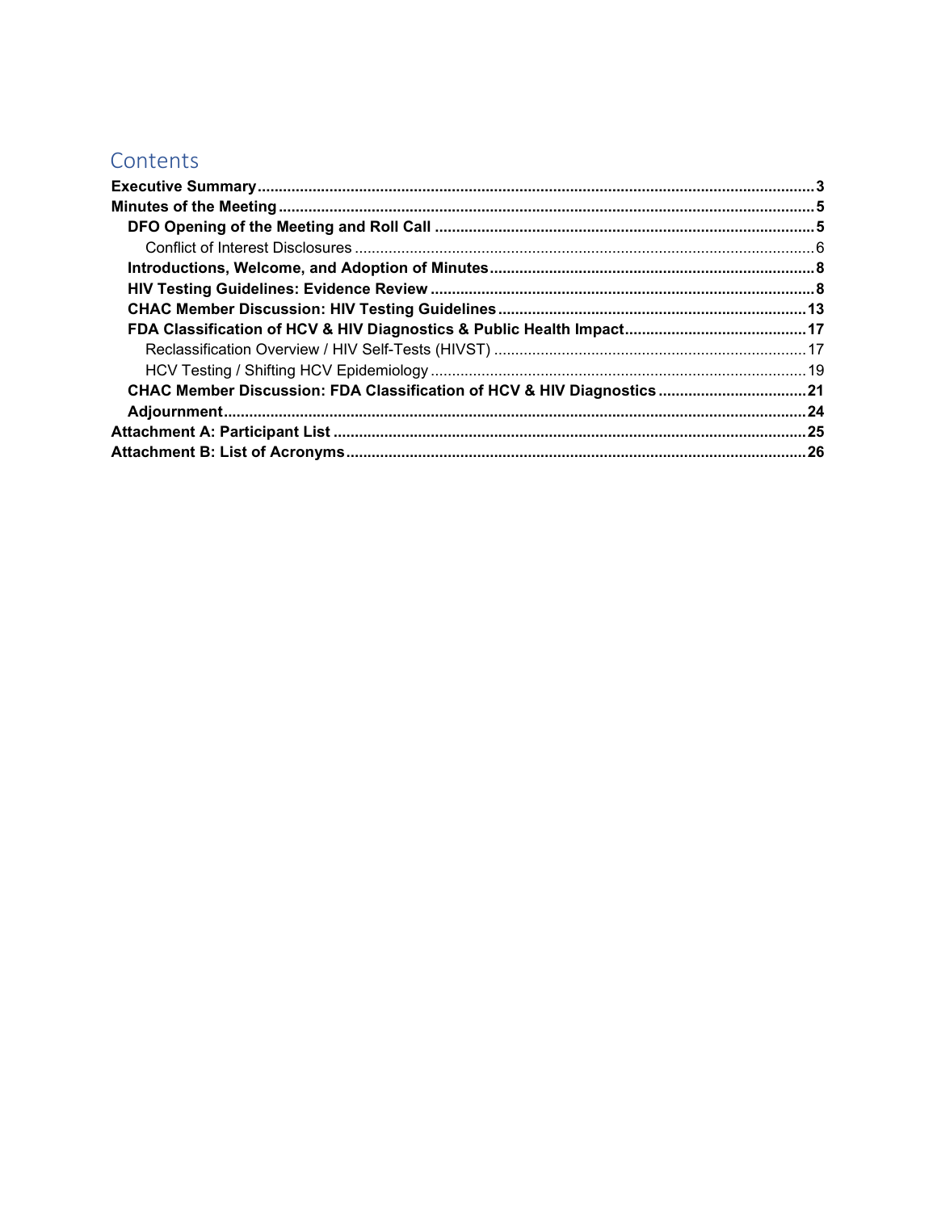# Contents

**Executive Summary** ........ 3

**Minutes of the Meeting** ........ 5

- **DFO Opening of the Meeting and Roll Call** ........ 5
  - Conflict of Interest Disclosures ........ 6
- **Introductions, Welcome, and Adoption of Minutes** ........ 8
- **HIV Testing Guidelines: Evidence Review** ........ 8
- **CHAC Member Discussion: HIV Testing Guidelines** ........ 13
- **FDA Classification of HCV & HIV Diagnostics & Public Health Impact** ........ 17
  - Reclassification Overview / HIV Self-Tests (HIVST) ........ 17
  - HCV Testing / Shifting HCV Epidemiology ........ 19
- **CHAC Member Discussion: FDA Classification of HCV & HIV Diagnostics** ........ 21
- **Adjournment** ........ 24

**Attachment A: Participant List** ........ 25

**Attachment B: List of Acronyms** ........ 26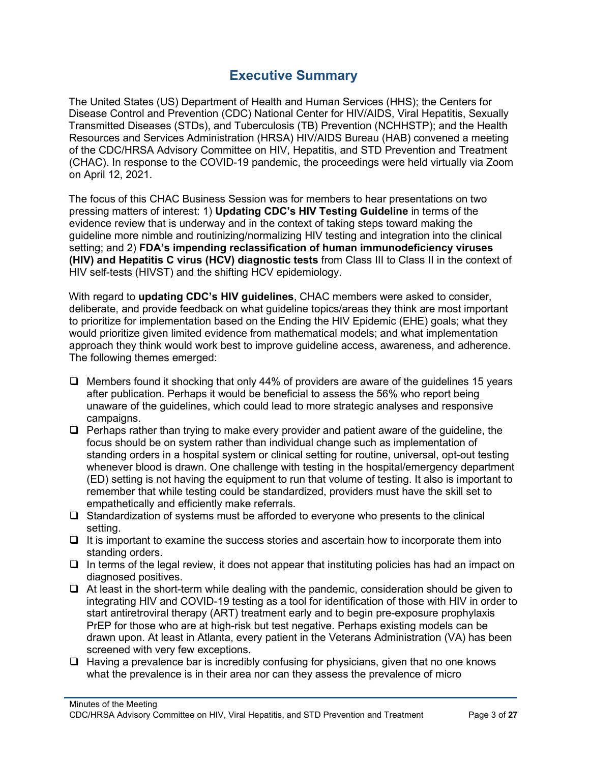# Executive Summary

The United States (US) Department of Health and Human Services (HHS); the Centers for Disease Control and Prevention (CDC) National Center for HIV/AIDS, Viral Hepatitis, Sexually Transmitted Diseases (STDs), and Tuberculosis (TB) Prevention (NCHHSTP); and the Health Resources and Services Administration (HRSA) HIV/AIDS Bureau (HAB) convened a meeting of the CDC/HRSA Advisory Committee on HIV, Hepatitis, and STD Prevention and Treatment (CHAC). In response to the COVID-19 pandemic, the proceedings were held virtually via Zoom on April 12, 2021.

The focus of this CHAC Business Session was for members to hear presentations on two pressing matters of interest: 1) **Updating CDC's HIV Testing Guideline** in terms of the evidence review that is underway and in the context of taking steps toward making the guideline more nimble and routinizing/normalizing HIV testing and integration into the clinical setting; and 2) **FDA's impending reclassification of human immunodeficiency viruses (HIV) and Hepatitis C virus (HCV) diagnostic tests** from Class III to Class II in the context of HIV self-tests (HIVST) and the shifting HCV epidemiology.

With regard to **updating CDC's HIV guidelines**, CHAC members were asked to consider, deliberate, and provide feedback on what guideline topics/areas they think are most important to prioritize for implementation based on the Ending the HIV Epidemic (EHE) goals; what they would prioritize given limited evidence from mathematical models; and what implementation approach they think would work best to improve guideline access, awareness, and adherence. The following themes emerged:

- Members found it shocking that only 44% of providers are aware of the guidelines 15 years after publication. Perhaps it would be beneficial to assess the 56% who report being unaware of the guidelines, which could lead to more strategic analyses and responsive campaigns.
- Perhaps rather than trying to make every provider and patient aware of the guideline, the focus should be on system rather than individual change such as implementation of standing orders in a hospital system or clinical setting for routine, universal, opt-out testing whenever blood is drawn. One challenge with testing in the hospital/emergency department (ED) setting is not having the equipment to run that volume of testing. It also is important to remember that while testing could be standardized, providers must have the skill set to empathetically and efficiently make referrals.
- Standardization of systems must be afforded to everyone who presents to the clinical setting.
- It is important to examine the success stories and ascertain how to incorporate them into standing orders.
- In terms of the legal review, it does not appear that instituting policies has had an impact on diagnosed positives.
- At least in the short-term while dealing with the pandemic, consideration should be given to integrating HIV and COVID-19 testing as a tool for identification of those with HIV in order to start antiretroviral therapy (ART) treatment early and to begin pre-exposure prophylaxis PrEP for those who are at high-risk but test negative. Perhaps existing models can be drawn upon. At least in Atlanta, every patient in the Veterans Administration (VA) has been screened with very few exceptions.
- Having a prevalence bar is incredibly confusing for physicians, given that no one knows what the prevalence is in their area nor can they assess the prevalence of micro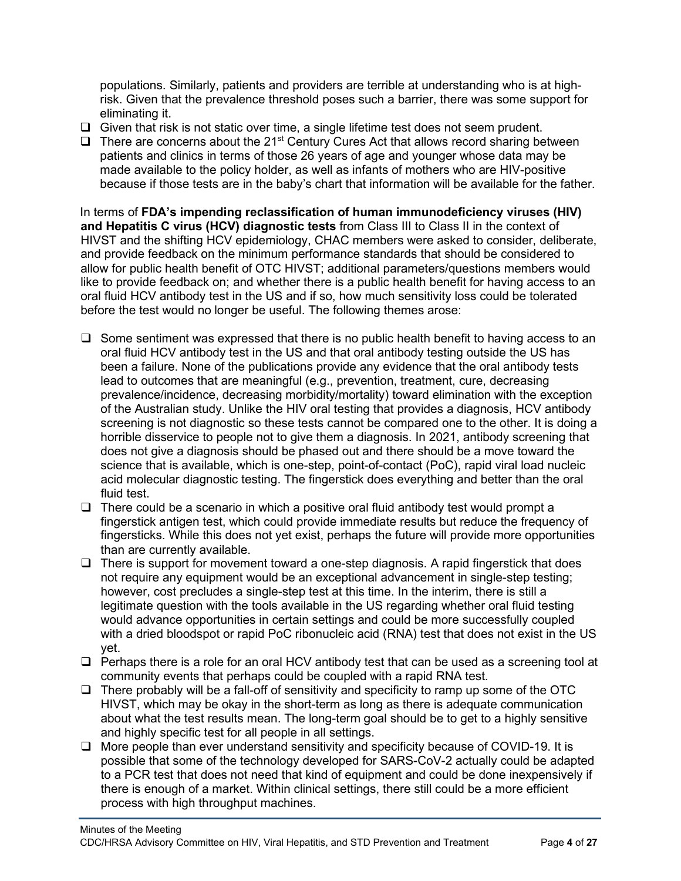populations. Similarly, patients and providers are terrible at understanding who is at high-risk. Given that the prevalence threshold poses such a barrier, there was some support for eliminating it.

- Given that risk is not static over time, a single lifetime test does not seem prudent.
- There are concerns about the 21st Century Cures Act that allows record sharing between patients and clinics in terms of those 26 years of age and younger whose data may be made available to the policy holder, as well as infants of mothers who are HIV-positive because if those tests are in the baby's chart that information will be available for the father.

In terms of **FDA's impending reclassification of human immunodeficiency viruses (HIV) and Hepatitis C virus (HCV) diagnostic tests** from Class III to Class II in the context of HIVST and the shifting HCV epidemiology, CHAC members were asked to consider, deliberate, and provide feedback on the minimum performance standards that should be considered to allow for public health benefit of OTC HIVST; additional parameters/questions members would like to provide feedback on; and whether there is a public health benefit for having access to an oral fluid HCV antibody test in the US and if so, how much sensitivity loss could be tolerated before the test would no longer be useful. The following themes arose:

- Some sentiment was expressed that there is no public health benefit to having access to an oral fluid HCV antibody test in the US and that oral antibody testing outside the US has been a failure. None of the publications provide any evidence that the oral antibody tests lead to outcomes that are meaningful (e.g., prevention, treatment, cure, decreasing prevalence/incidence, decreasing morbidity/mortality) toward elimination with the exception of the Australian study. Unlike the HIV oral testing that provides a diagnosis, HCV antibody screening is not diagnostic so these tests cannot be compared one to the other. It is doing a horrible disservice to people not to give them a diagnosis. In 2021, antibody screening that does not give a diagnosis should be phased out and there should be a move toward the science that is available, which is one-step, point-of-contact (PoC), rapid viral load nucleic acid molecular diagnostic testing. The fingerstick does everything and better than the oral fluid test.
- There could be a scenario in which a positive oral fluid antibody test would prompt a fingerstick antigen test, which could provide immediate results but reduce the frequency of fingersticks. While this does not yet exist, perhaps the future will provide more opportunities than are currently available.
- There is support for movement toward a one-step diagnosis. A rapid fingerstick that does not require any equipment would be an exceptional advancement in single-step testing; however, cost precludes a single-step test at this time. In the interim, there is still a legitimate question with the tools available in the US regarding whether oral fluid testing would advance opportunities in certain settings and could be more successfully coupled with a dried bloodspot or rapid PoC ribonucleic acid (RNA) test that does not exist in the US yet.
- Perhaps there is a role for an oral HCV antibody test that can be used as a screening tool at community events that perhaps could be coupled with a rapid RNA test.
- There probably will be a fall-off of sensitivity and specificity to ramp up some of the OTC HIVST, which may be okay in the short-term as long as there is adequate communication about what the test results mean. The long-term goal should be to get to a highly sensitive and highly specific test for all people in all settings.
- More people than ever understand sensitivity and specificity because of COVID-19. It is possible that some of the technology developed for SARS-CoV-2 actually could be adapted to a PCR test that does not need that kind of equipment and could be done inexpensively if there is enough of a market. Within clinical settings, there still could be a more efficient process with high throughput machines.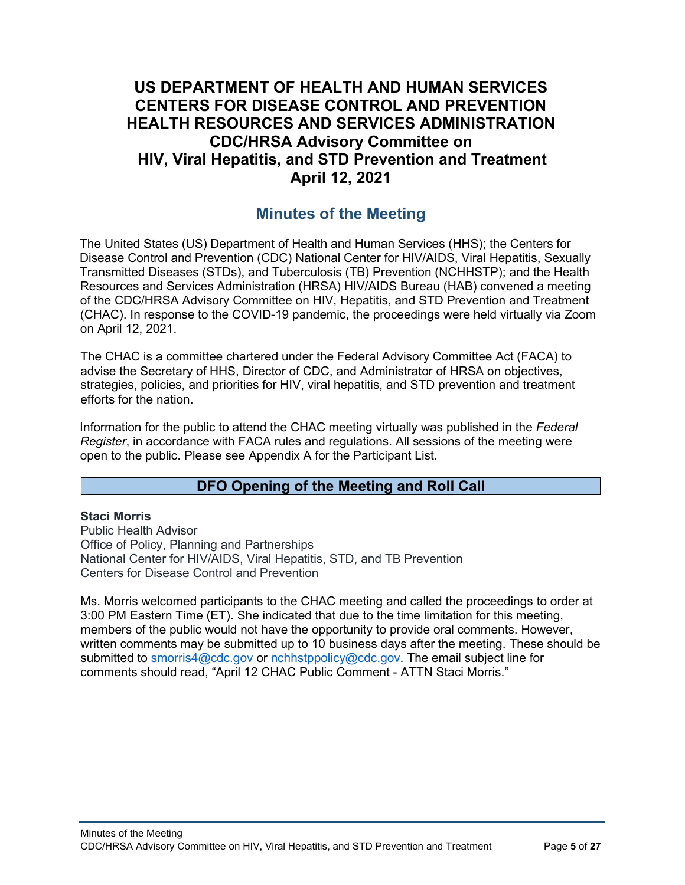# US DEPARTMENT OF HEALTH AND HUMAN SERVICES
# CENTERS FOR DISEASE CONTROL AND PREVENTION
# HEALTH RESOURCES AND SERVICES ADMINISTRATION
# CDC/HRSA Advisory Committee on
# HIV, Viral Hepatitis, and STD Prevention and Treatment
# April 12, 2021

## Minutes of the Meeting

The United States (US) Department of Health and Human Services (HHS); the Centers for Disease Control and Prevention (CDC) National Center for HIV/AIDS, Viral Hepatitis, Sexually Transmitted Diseases (STDs), and Tuberculosis (TB) Prevention (NCHHSTP); and the Health Resources and Services Administration (HRSA) HIV/AIDS Bureau (HAB) convened a meeting of the CDC/HRSA Advisory Committee on HIV, Hepatitis, and STD Prevention and Treatment (CHAC). In response to the COVID-19 pandemic, the proceedings were held virtually via Zoom on April 12, 2021.

The CHAC is a committee chartered under the Federal Advisory Committee Act (FACA) to advise the Secretary of HHS, Director of CDC, and Administrator of HRSA on objectives, strategies, policies, and priorities for HIV, viral hepatitis, and STD prevention and treatment efforts for the nation.

Information for the public to attend the CHAC meeting virtually was published in the *Federal Register*, in accordance with FACA rules and regulations. All sessions of the meeting were open to the public. Please see Appendix A for the Participant List.

## DFO Opening of the Meeting and Roll Call

**Staci Morris**
Public Health Advisor
Office of Policy, Planning and Partnerships
National Center for HIV/AIDS, Viral Hepatitis, STD, and TB Prevention
Centers for Disease Control and Prevention

Ms. Morris welcomed participants to the CHAC meeting and called the proceedings to order at 3:00 PM Eastern Time (ET). She indicated that due to the time limitation for this meeting, members of the public would not have the opportunity to provide oral comments. However, written comments may be submitted up to 10 business days after the meeting. These should be submitted to smorris4@cdc.gov or nchhstppolicy@cdc.gov. The email subject line for comments should read, "April 12 CHAC Public Comment - ATTN Staci Morris."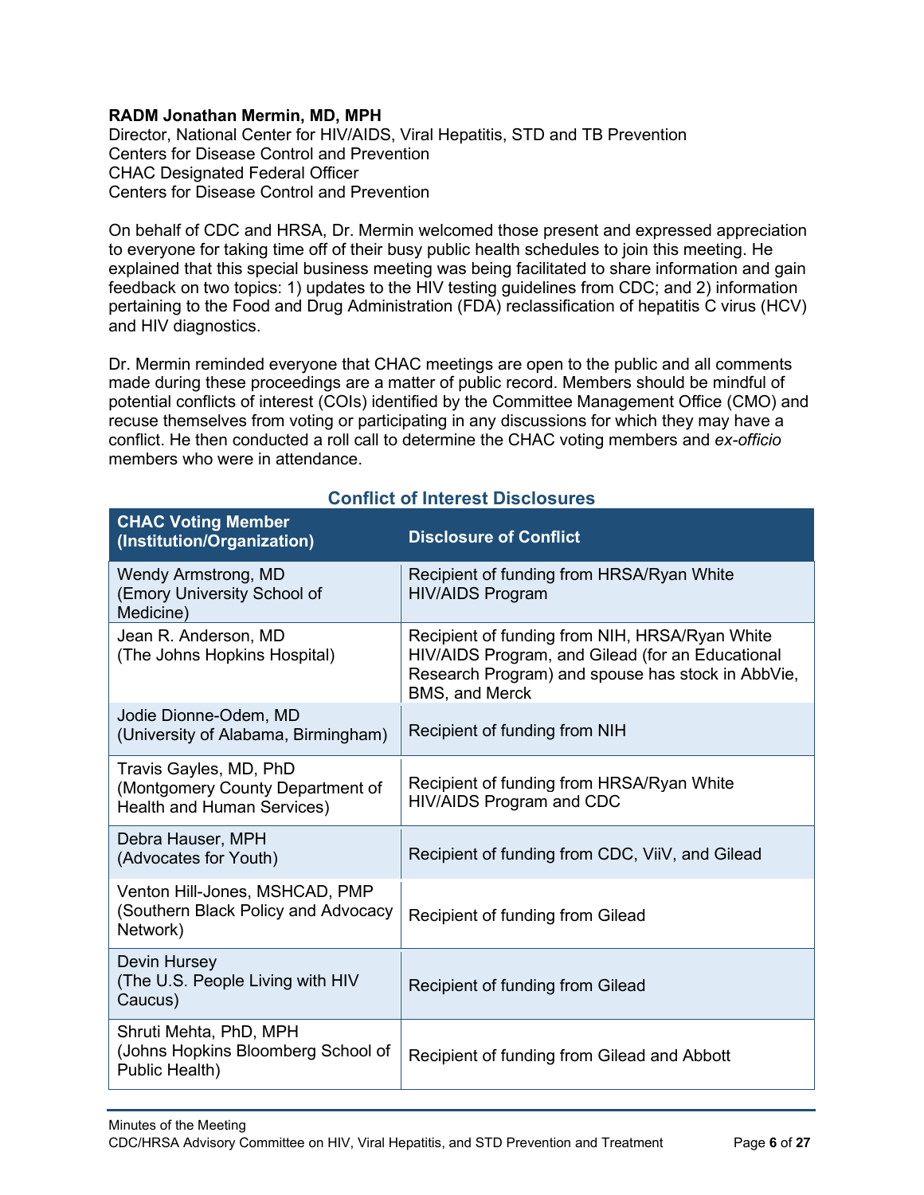**RADM Jonathan Mermin, MD, MPH**
Director, National Center for HIV/AIDS, Viral Hepatitis, STD and TB Prevention
Centers for Disease Control and Prevention
CHAC Designated Federal Officer
Centers for Disease Control and Prevention

On behalf of CDC and HRSA, Dr. Mermin welcomed those present and expressed appreciation to everyone for taking time off of their busy public health schedules to join this meeting. He explained that this special business meeting was being facilitated to share information and gain feedback on two topics: 1) updates to the HIV testing guidelines from CDC; and 2) information pertaining to the Food and Drug Administration (FDA) reclassification of hepatitis C virus (HCV) and HIV diagnostics.

Dr. Mermin reminded everyone that CHAC meetings are open to the public and all comments made during these proceedings are a matter of public record. Members should be mindful of potential conflicts of interest (COIs) identified by the Committee Management Office (CMO) and recuse themselves from voting or participating in any discussions for which they may have a conflict. He then conducted a roll call to determine the CHAC voting members and *ex-officio* members who were in attendance.

### Conflict of Interest Disclosures

| CHAC Voting Member (Institution/Organization) | Disclosure of Conflict |
|---|---|
| Wendy Armstrong, MD (Emory University School of Medicine) | Recipient of funding from HRSA/Ryan White HIV/AIDS Program |
| Jean R. Anderson, MD (The Johns Hopkins Hospital) | Recipient of funding from NIH, HRSA/Ryan White HIV/AIDS Program, and Gilead (for an Educational Research Program) and spouse has stock in AbbVie, BMS, and Merck |
| Jodie Dionne-Odem, MD (University of Alabama, Birmingham) | Recipient of funding from NIH |
| Travis Gayles, MD, PhD (Montgomery County Department of Health and Human Services) | Recipient of funding from HRSA/Ryan White HIV/AIDS Program and CDC |
| Debra Hauser, MPH (Advocates for Youth) | Recipient of funding from CDC, ViiV, and Gilead |
| Venton Hill-Jones, MSHCAD, PMP (Southern Black Policy and Advocacy Network) | Recipient of funding from Gilead |
| Devin Hursey (The U.S. People Living with HIV Caucus) | Recipient of funding from Gilead |
| Shruti Mehta, PhD, MPH (Johns Hopkins Bloomberg School of Public Health) | Recipient of funding from Gilead and Abbott |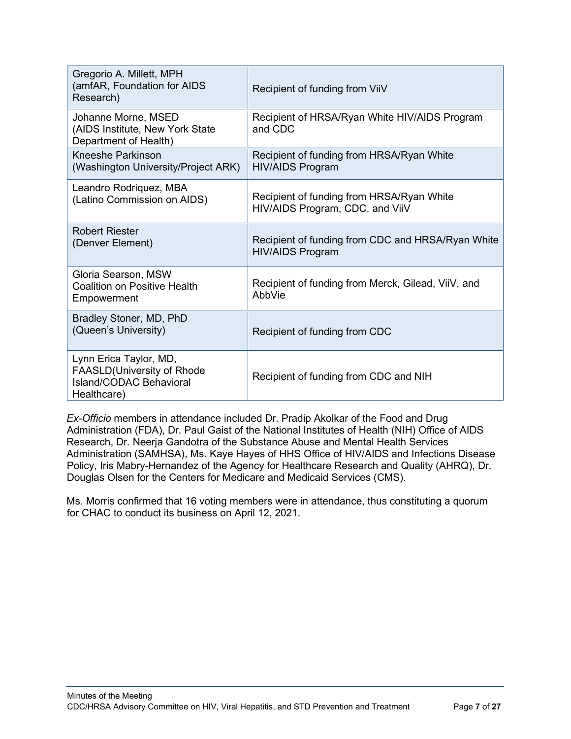| | |
|---|---|
| Gregorio A. Millett, MPH (amfAR, Foundation for AIDS Research) | Recipient of funding from ViiV |
| Johanne Morne, MSED (AIDS Institute, New York State Department of Health) | Recipient of HRSA/Ryan White HIV/AIDS Program and CDC |
| Kneeshe Parkinson (Washington University/Project ARK) | Recipient of funding from HRSA/Ryan White HIV/AIDS Program |
| Leandro Rodriquez, MBA (Latino Commission on AIDS) | Recipient of funding from HRSA/Ryan White HIV/AIDS Program, CDC, and ViiV |
| Robert Riester (Denver Element) | Recipient of funding from CDC and HRSA/Ryan White HIV/AIDS Program |
| Gloria Searson, MSW Coalition on Positive Health Empowerment | Recipient of funding from Merck, Gilead, ViiV, and AbbVie |
| Bradley Stoner, MD, PhD (Queen's University) | Recipient of funding from CDC |
| Lynn Erica Taylor, MD, FAASLD(University of Rhode Island/CODAC Behavioral Healthcare) | Recipient of funding from CDC and NIH |

*Ex-Officio* members in attendance included Dr. Pradip Akolkar of the Food and Drug Administration (FDA), Dr. Paul Gaist of the National Institutes of Health (NIH) Office of AIDS Research, Dr. Neerja Gandotra of the Substance Abuse and Mental Health Services Administration (SAMHSA), Ms. Kaye Hayes of HHS Office of HIV/AIDS and Infections Disease Policy, Iris Mabry-Hernandez of the Agency for Healthcare Research and Quality (AHRQ), Dr. Douglas Olsen for the Centers for Medicare and Medicaid Services (CMS).

Ms. Morris confirmed that 16 voting members were in attendance, thus constituting a quorum for CHAC to conduct its business on April 12, 2021.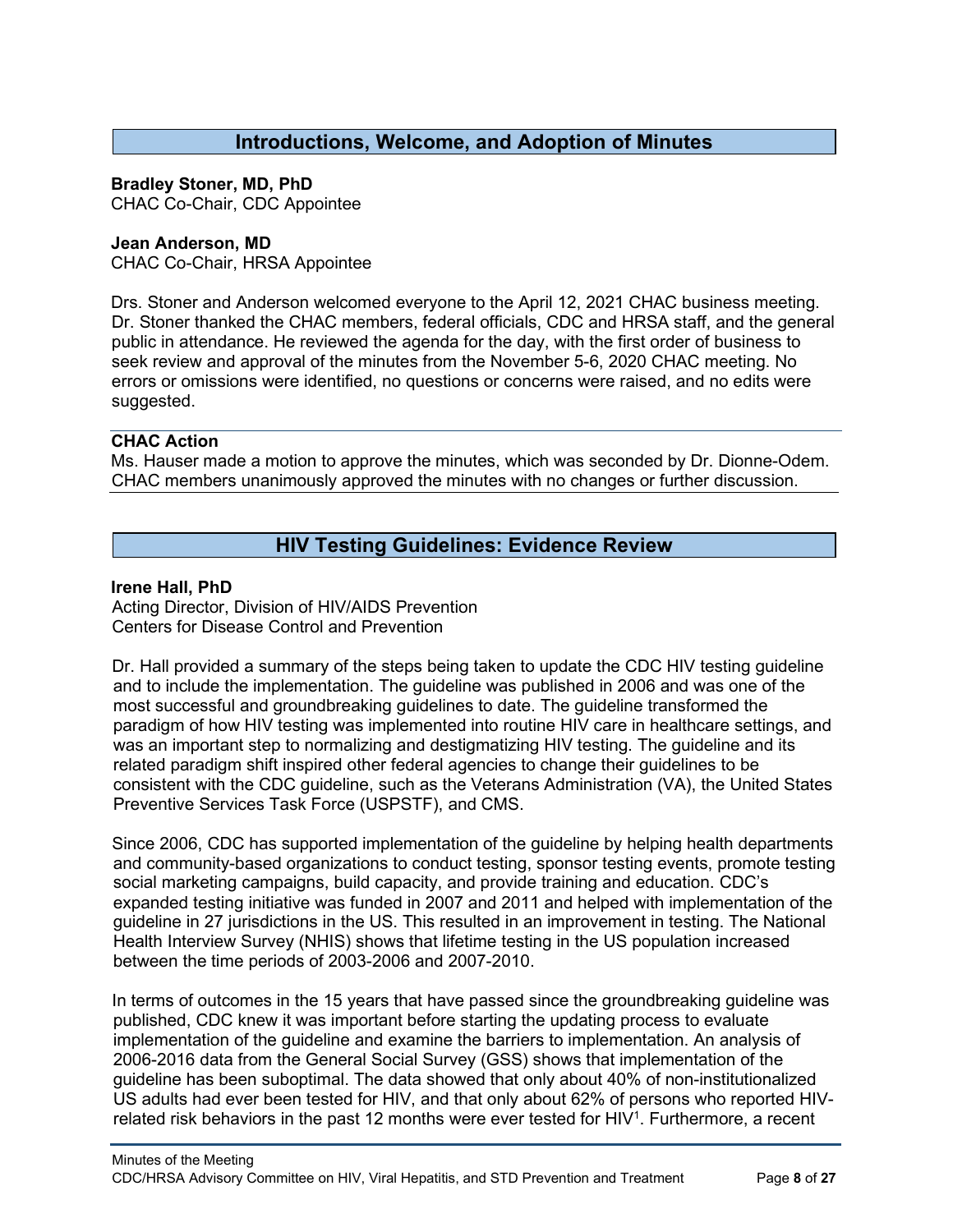## Introductions, Welcome, and Adoption of Minutes

**Bradley Stoner, MD, PhD**
CHAC Co-Chair, CDC Appointee

**Jean Anderson, MD**
CHAC Co-Chair, HRSA Appointee

Drs. Stoner and Anderson welcomed everyone to the April 12, 2021 CHAC business meeting. Dr. Stoner thanked the CHAC members, federal officials, CDC and HRSA staff, and the general public in attendance. He reviewed the agenda for the day, with the first order of business to seek review and approval of the minutes from the November 5-6, 2020 CHAC meeting. No errors or omissions were identified, no questions or concerns were raised, and no edits were suggested.

**CHAC Action**
Ms. Hauser made a motion to approve the minutes, which was seconded by Dr. Dionne-Odem. CHAC members unanimously approved the minutes with no changes or further discussion.

## HIV Testing Guidelines: Evidence Review

**Irene Hall, PhD**
Acting Director, Division of HIV/AIDS Prevention
Centers for Disease Control and Prevention

Dr. Hall provided a summary of the steps being taken to update the CDC HIV testing guideline and to include the implementation. The guideline was published in 2006 and was one of the most successful and groundbreaking guidelines to date. The guideline transformed the paradigm of how HIV testing was implemented into routine HIV care in healthcare settings, and was an important step to normalizing and destigmatizing HIV testing. The guideline and its related paradigm shift inspired other federal agencies to change their guidelines to be consistent with the CDC guideline, such as the Veterans Administration (VA), the United States Preventive Services Task Force (USPSTF), and CMS.

Since 2006, CDC has supported implementation of the guideline by helping health departments and community-based organizations to conduct testing, sponsor testing events, promote testing social marketing campaigns, build capacity, and provide training and education. CDC's expanded testing initiative was funded in 2007 and 2011 and helped with implementation of the guideline in 27 jurisdictions in the US. This resulted in an improvement in testing. The National Health Interview Survey (NHIS) shows that lifetime testing in the US population increased between the time periods of 2003-2006 and 2007-2010.

In terms of outcomes in the 15 years that have passed since the groundbreaking guideline was published, CDC knew it was important before starting the updating process to evaluate implementation of the guideline and examine the barriers to implementation. An analysis of 2006-2016 data from the General Social Survey (GSS) shows that implementation of the guideline has been suboptimal. The data showed that only about 40% of non-institutionalized US adults had ever been tested for HIV, and that only about 62% of persons who reported HIV-related risk behaviors in the past 12 months were ever tested for HIV[1]. Furthermore, a recent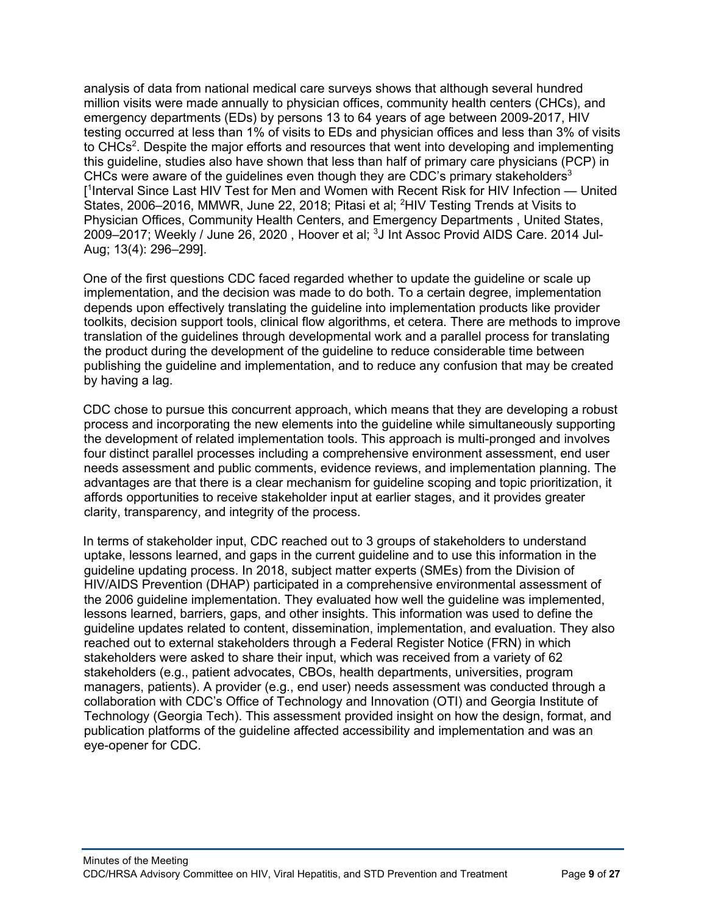analysis of data from national medical care surveys shows that although several hundred million visits were made annually to physician offices, community health centers (CHCs), and emergency departments (EDs) by persons 13 to 64 years of age between 2009-2017, HIV testing occurred at less than 1% of visits to EDs and physician offices and less than 3% of visits to CHCs[2]. Despite the major efforts and resources that went into developing and implementing this guideline, studies also have shown that less than half of primary care physicians (PCP) in CHCs were aware of the guidelines even though they are CDC's primary stakeholders[3] [[1]Interval Since Last HIV Test for Men and Women with Recent Risk for HIV Infection — United States, 2006–2016, MMWR, June 22, 2018; Pitasi et al; [2]HIV Testing Trends at Visits to Physician Offices, Community Health Centers, and Emergency Departments , United States, 2009–2017; Weekly / June 26, 2020 , Hoover et al; [3]J Int Assoc Provid AIDS Care. 2014 Jul-Aug; 13(4): 296–299].

One of the first questions CDC faced regarded whether to update the guideline or scale up implementation, and the decision was made to do both. To a certain degree, implementation depends upon effectively translating the guideline into implementation products like provider toolkits, decision support tools, clinical flow algorithms, et cetera. There are methods to improve translation of the guidelines through developmental work and a parallel process for translating the product during the development of the guideline to reduce considerable time between publishing the guideline and implementation, and to reduce any confusion that may be created by having a lag.

CDC chose to pursue this concurrent approach, which means that they are developing a robust process and incorporating the new elements into the guideline while simultaneously supporting the development of related implementation tools. This approach is multi-pronged and involves four distinct parallel processes including a comprehensive environment assessment, end user needs assessment and public comments, evidence reviews, and implementation planning. The advantages are that there is a clear mechanism for guideline scoping and topic prioritization, it affords opportunities to receive stakeholder input at earlier stages, and it provides greater clarity, transparency, and integrity of the process.

In terms of stakeholder input, CDC reached out to 3 groups of stakeholders to understand uptake, lessons learned, and gaps in the current guideline and to use this information in the guideline updating process. In 2018, subject matter experts (SMEs) from the Division of HIV/AIDS Prevention (DHAP) participated in a comprehensive environmental assessment of the 2006 guideline implementation. They evaluated how well the guideline was implemented, lessons learned, barriers, gaps, and other insights. This information was used to define the guideline updates related to content, dissemination, implementation, and evaluation. They also reached out to external stakeholders through a Federal Register Notice (FRN) in which stakeholders were asked to share their input, which was received from a variety of 62 stakeholders (e.g., patient advocates, CBOs, health departments, universities, program managers, patients). A provider (e.g., end user) needs assessment was conducted through a collaboration with CDC's Office of Technology and Innovation (OTI) and Georgia Institute of Technology (Georgia Tech). This assessment provided insight on how the design, format, and publication platforms of the guideline affected accessibility and implementation and was an eye-opener for CDC.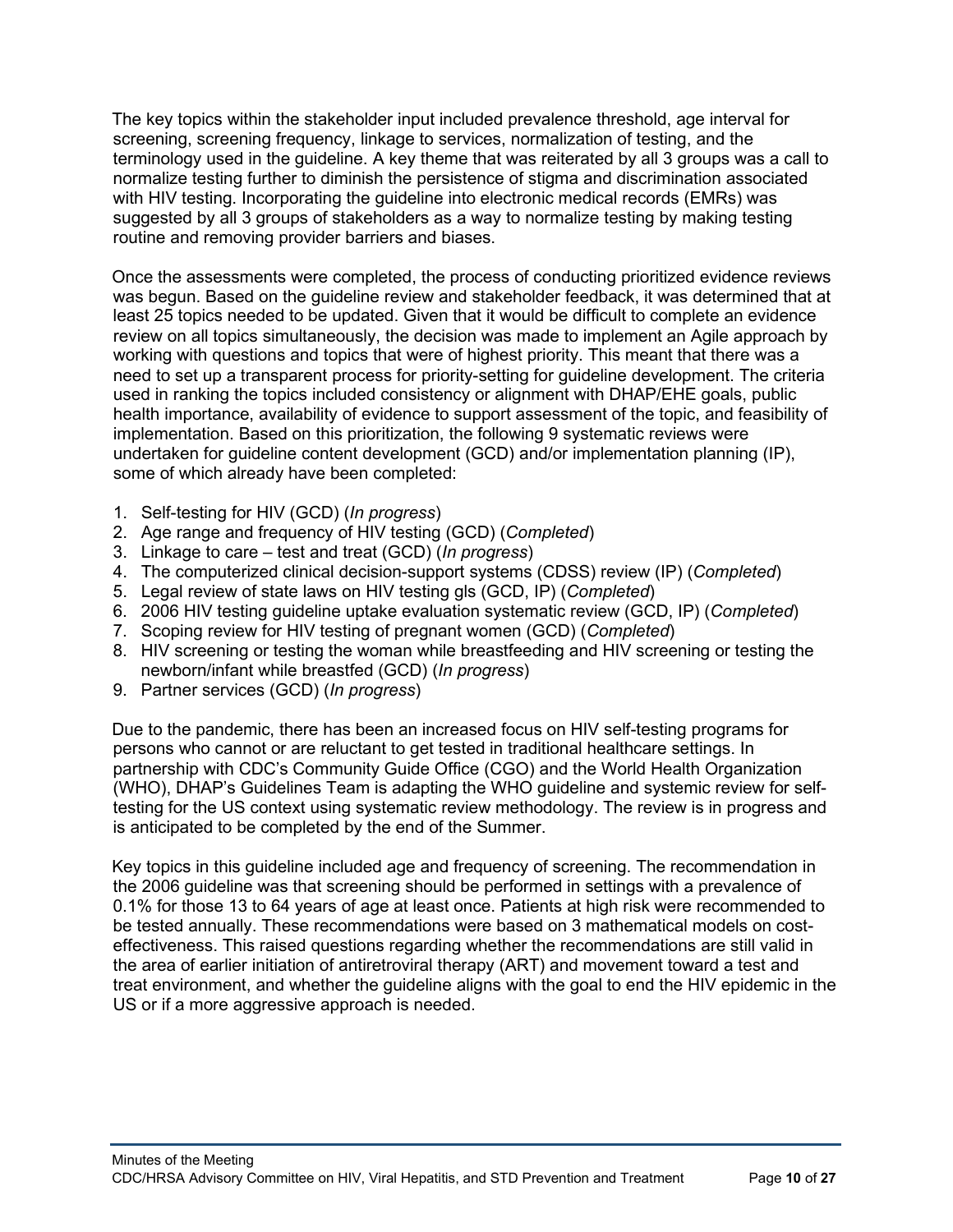The key topics within the stakeholder input included prevalence threshold, age interval for screening, screening frequency, linkage to services, normalization of testing, and the terminology used in the guideline. A key theme that was reiterated by all 3 groups was a call to normalize testing further to diminish the persistence of stigma and discrimination associated with HIV testing. Incorporating the guideline into electronic medical records (EMRs) was suggested by all 3 groups of stakeholders as a way to normalize testing by making testing routine and removing provider barriers and biases.

Once the assessments were completed, the process of conducting prioritized evidence reviews was begun. Based on the guideline review and stakeholder feedback, it was determined that at least 25 topics needed to be updated. Given that it would be difficult to complete an evidence review on all topics simultaneously, the decision was made to implement an Agile approach by working with questions and topics that were of highest priority. This meant that there was a need to set up a transparent process for priority-setting for guideline development. The criteria used in ranking the topics included consistency or alignment with DHAP/EHE goals, public health importance, availability of evidence to support assessment of the topic, and feasibility of implementation. Based on this prioritization, the following 9 systematic reviews were undertaken for guideline content development (GCD) and/or implementation planning (IP), some of which already have been completed:

1. Self-testing for HIV (GCD) (*In progress*)
2. Age range and frequency of HIV testing (GCD) (*Completed*)
3. Linkage to care – test and treat (GCD) (*In progress*)
4. The computerized clinical decision-support systems (CDSS) review (IP) (*Completed*)
5. Legal review of state laws on HIV testing gls (GCD, IP) (*Completed*)
6. 2006 HIV testing guideline uptake evaluation systematic review (GCD, IP) (*Completed*)
7. Scoping review for HIV testing of pregnant women (GCD) (*Completed*)
8. HIV screening or testing the woman while breastfeeding and HIV screening or testing the newborn/infant while breastfed (GCD) (*In progress*)
9. Partner services (GCD) (*In progress*)

Due to the pandemic, there has been an increased focus on HIV self-testing programs for persons who cannot or are reluctant to get tested in traditional healthcare settings. In partnership with CDC's Community Guide Office (CGO) and the World Health Organization (WHO), DHAP's Guidelines Team is adapting the WHO guideline and systemic review for self-testing for the US context using systematic review methodology. The review is in progress and is anticipated to be completed by the end of the Summer.

Key topics in this guideline included age and frequency of screening. The recommendation in the 2006 guideline was that screening should be performed in settings with a prevalence of 0.1% for those 13 to 64 years of age at least once. Patients at high risk were recommended to be tested annually. These recommendations were based on 3 mathematical models on cost-effectiveness. This raised questions regarding whether the recommendations are still valid in the area of earlier initiation of antiretroviral therapy (ART) and movement toward a test and treat environment, and whether the guideline aligns with the goal to end the HIV epidemic in the US or if a more aggressive approach is needed.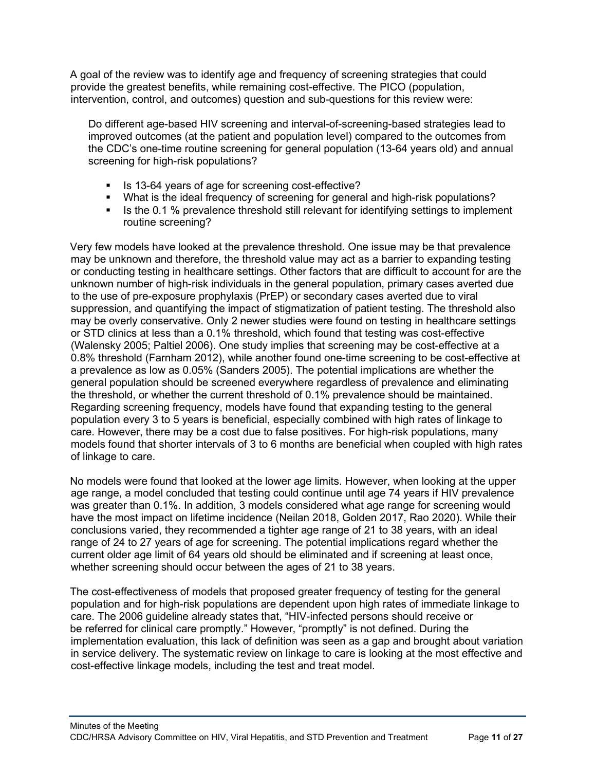A goal of the review was to identify age and frequency of screening strategies that could provide the greatest benefits, while remaining cost-effective. The PICO (population, intervention, control, and outcomes) question and sub-questions for this review were:

> Do different age-based HIV screening and interval-of-screening-based strategies lead to improved outcomes (at the patient and population level) compared to the outcomes from the CDC's one-time routine screening for general population (13-64 years old) and annual screening for high-risk populations?
>
> - Is 13-64 years of age for screening cost-effective?
> - What is the ideal frequency of screening for general and high-risk populations?
> - Is the 0.1 % prevalence threshold still relevant for identifying settings to implement routine screening?

Very few models have looked at the prevalence threshold. One issue may be that prevalence may be unknown and therefore, the threshold value may act as a barrier to expanding testing or conducting testing in healthcare settings. Other factors that are difficult to account for are the unknown number of high-risk individuals in the general population, primary cases averted due to the use of pre-exposure prophylaxis (PrEP) or secondary cases averted due to viral suppression, and quantifying the impact of stigmatization of patient testing. The threshold also may be overly conservative. Only 2 newer studies were found on testing in healthcare settings or STD clinics at less than a 0.1% threshold, which found that testing was cost-effective (Walensky 2005; Paltiel 2006). One study implies that screening may be cost-effective at a 0.8% threshold (Farnham 2012), while another found one-time screening to be cost-effective at a prevalence as low as 0.05% (Sanders 2005). The potential implications are whether the general population should be screened everywhere regardless of prevalence and eliminating the threshold, or whether the current threshold of 0.1% prevalence should be maintained. Regarding screening frequency, models have found that expanding testing to the general population every 3 to 5 years is beneficial, especially combined with high rates of linkage to care. However, there may be a cost due to false positives. For high-risk populations, many models found that shorter intervals of 3 to 6 months are beneficial when coupled with high rates of linkage to care.

No models were found that looked at the lower age limits. However, when looking at the upper age range, a model concluded that testing could continue until age 74 years if HIV prevalence was greater than 0.1%. In addition, 3 models considered what age range for screening would have the most impact on lifetime incidence (Neilan 2018, Golden 2017, Rao 2020). While their conclusions varied, they recommended a tighter age range of 21 to 38 years, with an ideal range of 24 to 27 years of age for screening. The potential implications regard whether the current older age limit of 64 years old should be eliminated and if screening at least once, whether screening should occur between the ages of 21 to 38 years.

The cost-effectiveness of models that proposed greater frequency of testing for the general population and for high-risk populations are dependent upon high rates of immediate linkage to care. The 2006 guideline already states that, "HIV-infected persons should receive or be referred for clinical care promptly." However, "promptly" is not defined. During the implementation evaluation, this lack of definition was seen as a gap and brought about variation in service delivery. The systematic review on linkage to care is looking at the most effective and cost-effective linkage models, including the test and treat model.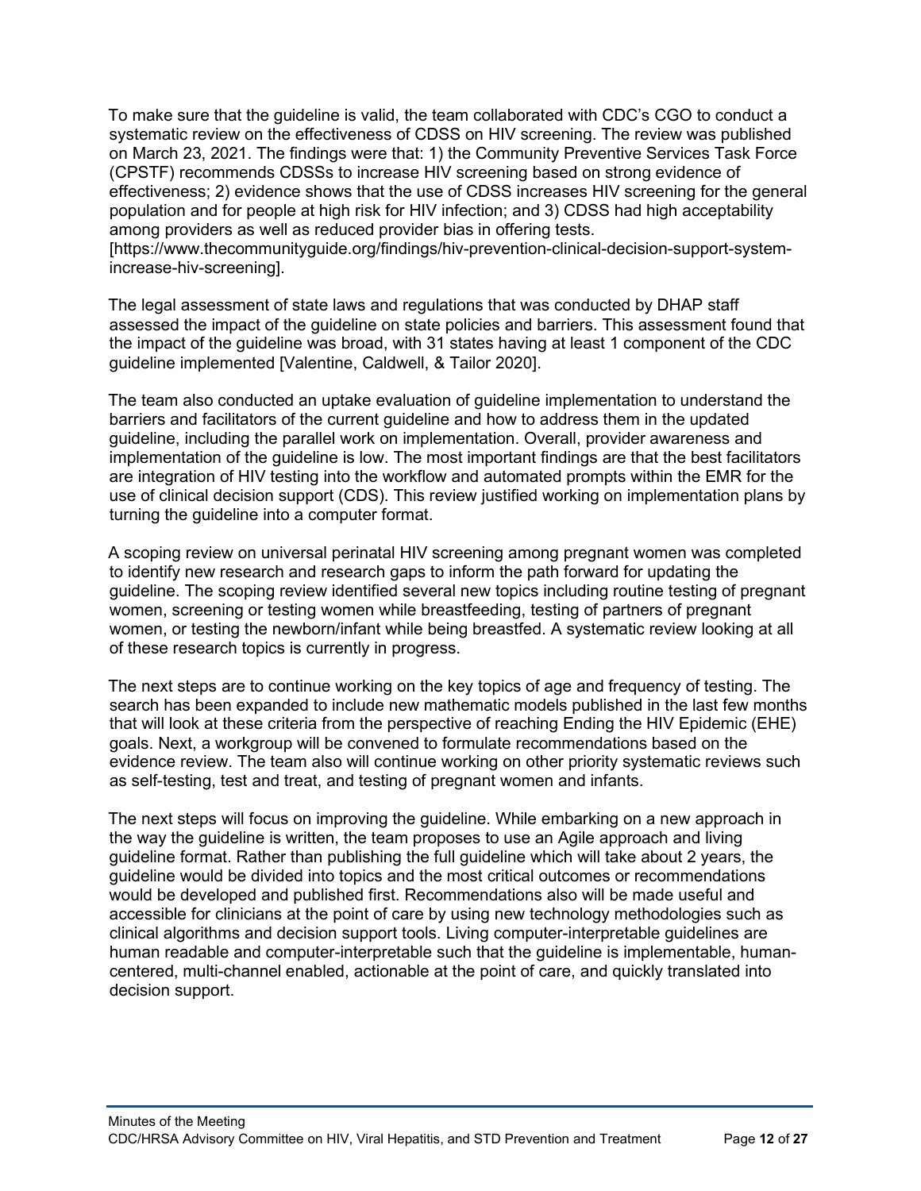To make sure that the guideline is valid, the team collaborated with CDC's CGO to conduct a systematic review on the effectiveness of CDSS on HIV screening. The review was published on March 23, 2021. The findings were that: 1) the Community Preventive Services Task Force (CPSTF) recommends CDSSs to increase HIV screening based on strong evidence of effectiveness; 2) evidence shows that the use of CDSS increases HIV screening for the general population and for people at high risk for HIV infection; and 3) CDSS had high acceptability among providers as well as reduced provider bias in offering tests. [https://www.thecommunityguide.org/findings/hiv-prevention-clinical-decision-support-system-increase-hiv-screening].

The legal assessment of state laws and regulations that was conducted by DHAP staff assessed the impact of the guideline on state policies and barriers. This assessment found that the impact of the guideline was broad, with 31 states having at least 1 component of the CDC guideline implemented [Valentine, Caldwell, & Tailor 2020].

The team also conducted an uptake evaluation of guideline implementation to understand the barriers and facilitators of the current guideline and how to address them in the updated guideline, including the parallel work on implementation. Overall, provider awareness and implementation of the guideline is low. The most important findings are that the best facilitators are integration of HIV testing into the workflow and automated prompts within the EMR for the use of clinical decision support (CDS). This review justified working on implementation plans by turning the guideline into a computer format.

A scoping review on universal perinatal HIV screening among pregnant women was completed to identify new research and research gaps to inform the path forward for updating the guideline. The scoping review identified several new topics including routine testing of pregnant women, screening or testing women while breastfeeding, testing of partners of pregnant women, or testing the newborn/infant while being breastfed. A systematic review looking at all of these research topics is currently in progress.

The next steps are to continue working on the key topics of age and frequency of testing. The search has been expanded to include new mathematic models published in the last few months that will look at these criteria from the perspective of reaching Ending the HIV Epidemic (EHE) goals. Next, a workgroup will be convened to formulate recommendations based on the evidence review. The team also will continue working on other priority systematic reviews such as self-testing, test and treat, and testing of pregnant women and infants.

The next steps will focus on improving the guideline. While embarking on a new approach in the way the guideline is written, the team proposes to use an Agile approach and living guideline format. Rather than publishing the full guideline which will take about 2 years, the guideline would be divided into topics and the most critical outcomes or recommendations would be developed and published first. Recommendations also will be made useful and accessible for clinicians at the point of care by using new technology methodologies such as clinical algorithms and decision support tools. Living computer-interpretable guidelines are human readable and computer-interpretable such that the guideline is implementable, human-centered, multi-channel enabled, actionable at the point of care, and quickly translated into decision support.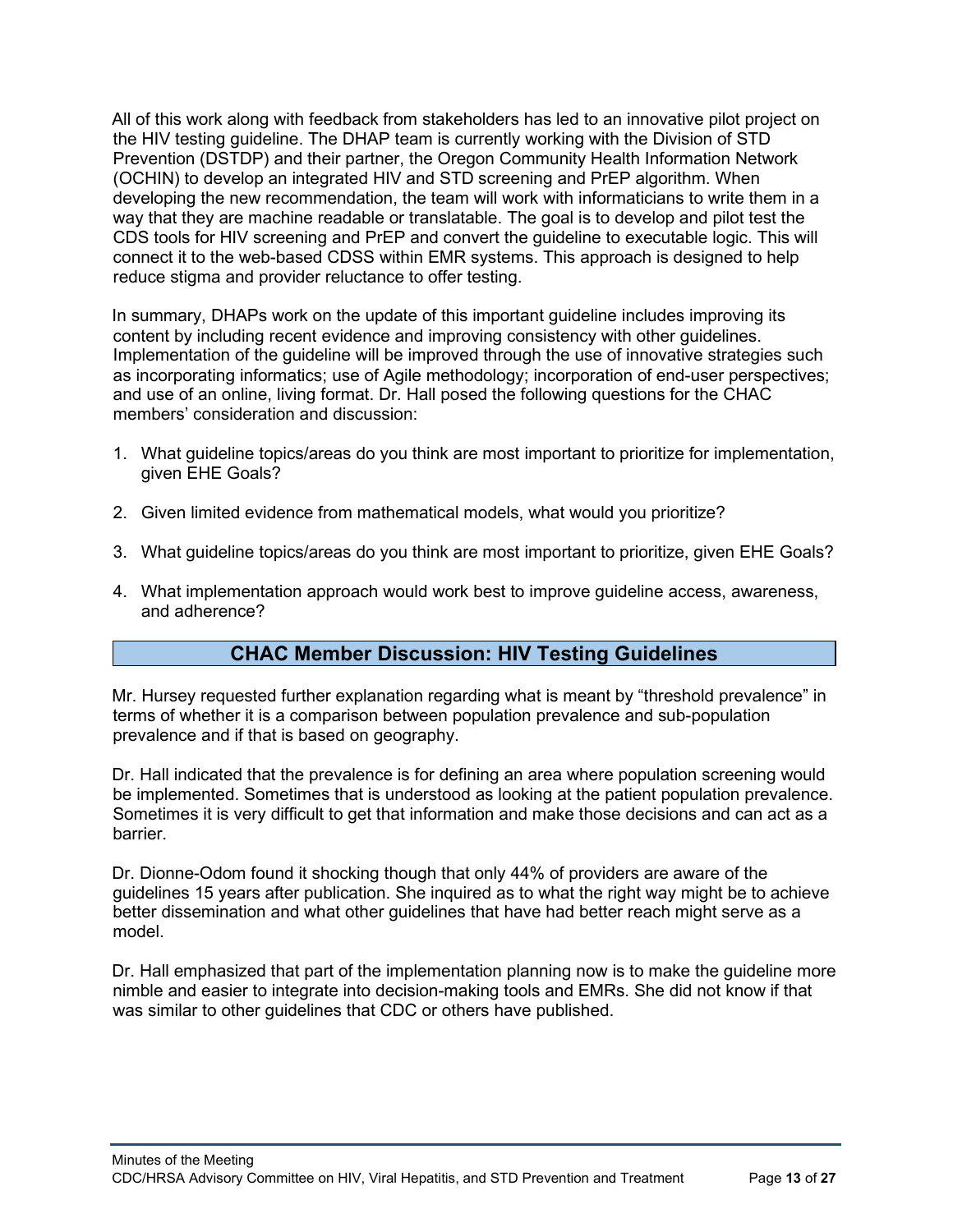All of this work along with feedback from stakeholders has led to an innovative pilot project on the HIV testing guideline. The DHAP team is currently working with the Division of STD Prevention (DSTDP) and their partner, the Oregon Community Health Information Network (OCHIN) to develop an integrated HIV and STD screening and PrEP algorithm. When developing the new recommendation, the team will work with informaticians to write them in a way that they are machine readable or translatable. The goal is to develop and pilot test the CDS tools for HIV screening and PrEP and convert the guideline to executable logic. This will connect it to the web-based CDSS within EMR systems. This approach is designed to help reduce stigma and provider reluctance to offer testing.

In summary, DHAPs work on the update of this important guideline includes improving its content by including recent evidence and improving consistency with other guidelines. Implementation of the guideline will be improved through the use of innovative strategies such as incorporating informatics; use of Agile methodology; incorporation of end-user perspectives; and use of an online, living format. Dr. Hall posed the following questions for the CHAC members' consideration and discussion:

1. What guideline topics/areas do you think are most important to prioritize for implementation, given EHE Goals?

2. Given limited evidence from mathematical models, what would you prioritize?

3. What guideline topics/areas do you think are most important to prioritize, given EHE Goals?

4. What implementation approach would work best to improve guideline access, awareness, and adherence?

## CHAC Member Discussion: HIV Testing Guidelines

Mr. Hursey requested further explanation regarding what is meant by "threshold prevalence" in terms of whether it is a comparison between population prevalence and sub-population prevalence and if that is based on geography.

Dr. Hall indicated that the prevalence is for defining an area where population screening would be implemented. Sometimes that is understood as looking at the patient population prevalence. Sometimes it is very difficult to get that information and make those decisions and can act as a barrier.

Dr. Dionne-Odom found it shocking though that only 44% of providers are aware of the guidelines 15 years after publication. She inquired as to what the right way might be to achieve better dissemination and what other guidelines that have had better reach might serve as a model.

Dr. Hall emphasized that part of the implementation planning now is to make the guideline more nimble and easier to integrate into decision-making tools and EMRs. She did not know if that was similar to other guidelines that CDC or others have published.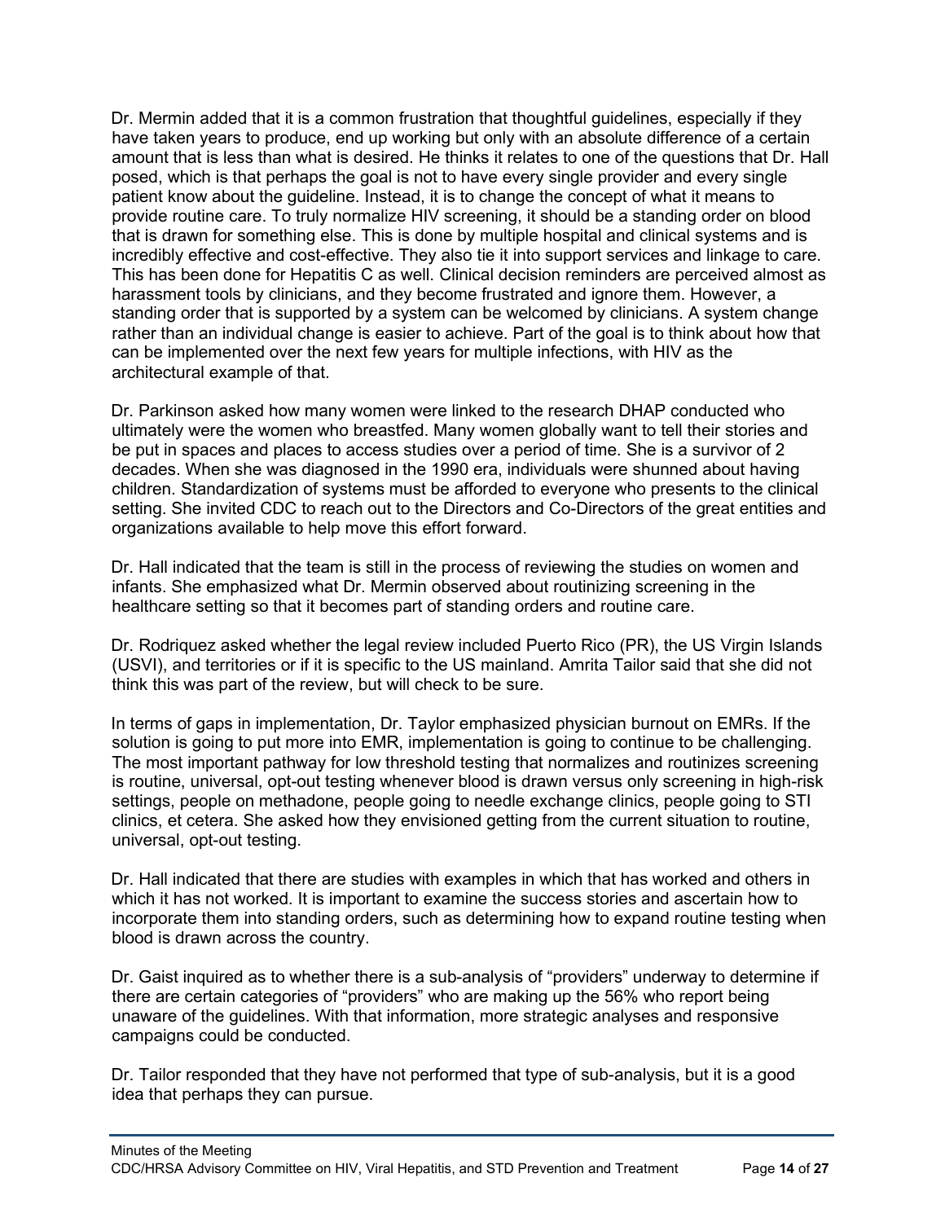Dr. Mermin added that it is a common frustration that thoughtful guidelines, especially if they have taken years to produce, end up working but only with an absolute difference of a certain amount that is less than what is desired. He thinks it relates to one of the questions that Dr. Hall posed, which is that perhaps the goal is not to have every single provider and every single patient know about the guideline. Instead, it is to change the concept of what it means to provide routine care. To truly normalize HIV screening, it should be a standing order on blood that is drawn for something else. This is done by multiple hospital and clinical systems and is incredibly effective and cost-effective. They also tie it into support services and linkage to care. This has been done for Hepatitis C as well. Clinical decision reminders are perceived almost as harassment tools by clinicians, and they become frustrated and ignore them. However, a standing order that is supported by a system can be welcomed by clinicians. A system change rather than an individual change is easier to achieve. Part of the goal is to think about how that can be implemented over the next few years for multiple infections, with HIV as the architectural example of that.

Dr. Parkinson asked how many women were linked to the research DHAP conducted who ultimately were the women who breastfed. Many women globally want to tell their stories and be put in spaces and places to access studies over a period of time. She is a survivor of 2 decades. When she was diagnosed in the 1990 era, individuals were shunned about having children. Standardization of systems must be afforded to everyone who presents to the clinical setting. She invited CDC to reach out to the Directors and Co-Directors of the great entities and organizations available to help move this effort forward.

Dr. Hall indicated that the team is still in the process of reviewing the studies on women and infants. She emphasized what Dr. Mermin observed about routinizing screening in the healthcare setting so that it becomes part of standing orders and routine care.

Dr. Rodriquez asked whether the legal review included Puerto Rico (PR), the US Virgin Islands (USVI), and territories or if it is specific to the US mainland. Amrita Tailor said that she did not think this was part of the review, but will check to be sure.

In terms of gaps in implementation, Dr. Taylor emphasized physician burnout on EMRs. If the solution is going to put more into EMR, implementation is going to continue to be challenging. The most important pathway for low threshold testing that normalizes and routinizes screening is routine, universal, opt-out testing whenever blood is drawn versus only screening in high-risk settings, people on methadone, people going to needle exchange clinics, people going to STI clinics, et cetera. She asked how they envisioned getting from the current situation to routine, universal, opt-out testing.

Dr. Hall indicated that there are studies with examples in which that has worked and others in which it has not worked. It is important to examine the success stories and ascertain how to incorporate them into standing orders, such as determining how to expand routine testing when blood is drawn across the country.

Dr. Gaist inquired as to whether there is a sub-analysis of "providers" underway to determine if there are certain categories of "providers" who are making up the 56% who report being unaware of the guidelines. With that information, more strategic analyses and responsive campaigns could be conducted.

Dr. Tailor responded that they have not performed that type of sub-analysis, but it is a good idea that perhaps they can pursue.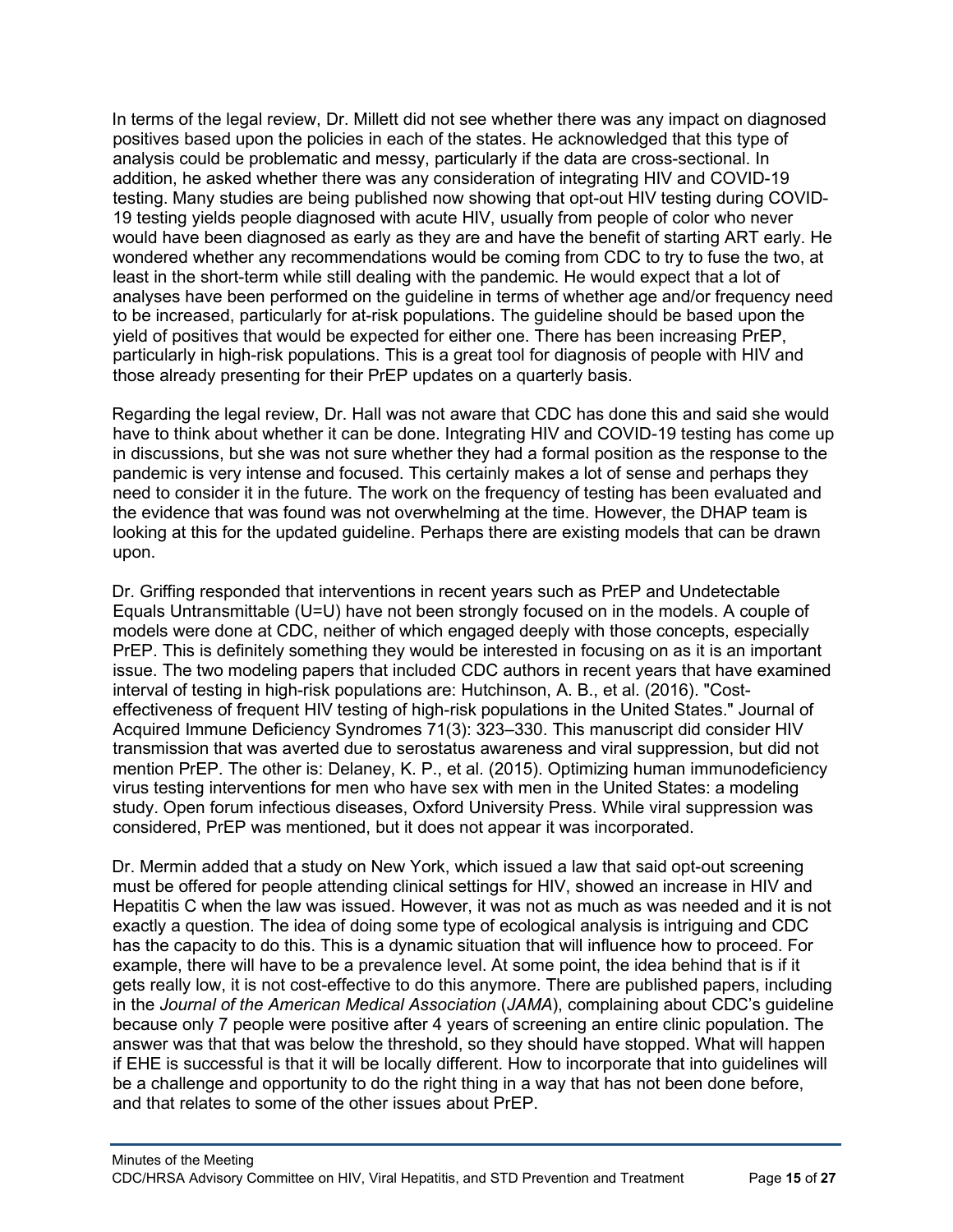In terms of the legal review, Dr. Millett did not see whether there was any impact on diagnosed positives based upon the policies in each of the states. He acknowledged that this type of analysis could be problematic and messy, particularly if the data are cross-sectional. In addition, he asked whether there was any consideration of integrating HIV and COVID-19 testing. Many studies are being published now showing that opt-out HIV testing during COVID-19 testing yields people diagnosed with acute HIV, usually from people of color who never would have been diagnosed as early as they are and have the benefit of starting ART early. He wondered whether any recommendations would be coming from CDC to try to fuse the two, at least in the short-term while still dealing with the pandemic. He would expect that a lot of analyses have been performed on the guideline in terms of whether age and/or frequency need to be increased, particularly for at-risk populations. The guideline should be based upon the yield of positives that would be expected for either one. There has been increasing PrEP, particularly in high-risk populations. This is a great tool for diagnosis of people with HIV and those already presenting for their PrEP updates on a quarterly basis.

Regarding the legal review, Dr. Hall was not aware that CDC has done this and said she would have to think about whether it can be done. Integrating HIV and COVID-19 testing has come up in discussions, but she was not sure whether they had a formal position as the response to the pandemic is very intense and focused. This certainly makes a lot of sense and perhaps they need to consider it in the future. The work on the frequency of testing has been evaluated and the evidence that was found was not overwhelming at the time. However, the DHAP team is looking at this for the updated guideline. Perhaps there are existing models that can be drawn upon.

Dr. Griffing responded that interventions in recent years such as PrEP and Undetectable Equals Untransmittable (U=U) have not been strongly focused on in the models. A couple of models were done at CDC, neither of which engaged deeply with those concepts, especially PrEP. This is definitely something they would be interested in focusing on as it is an important issue. The two modeling papers that included CDC authors in recent years that have examined interval of testing in high-risk populations are: Hutchinson, A. B., et al. (2016). "Cost-effectiveness of frequent HIV testing of high-risk populations in the United States." Journal of Acquired Immune Deficiency Syndromes 71(3): 323–330. This manuscript did consider HIV transmission that was averted due to serostatus awareness and viral suppression, but did not mention PrEP. The other is: Delaney, K. P., et al. (2015). Optimizing human immunodeficiency virus testing interventions for men who have sex with men in the United States: a modeling study. Open forum infectious diseases, Oxford University Press. While viral suppression was considered, PrEP was mentioned, but it does not appear it was incorporated.

Dr. Mermin added that a study on New York, which issued a law that said opt-out screening must be offered for people attending clinical settings for HIV, showed an increase in HIV and Hepatitis C when the law was issued. However, it was not as much as was needed and it is not exactly a question. The idea of doing some type of ecological analysis is intriguing and CDC has the capacity to do this. This is a dynamic situation that will influence how to proceed. For example, there will have to be a prevalence level. At some point, the idea behind that is if it gets really low, it is not cost-effective to do this anymore. There are published papers, including in the *Journal of the American Medical Association* (*JAMA*), complaining about CDC's guideline because only 7 people were positive after 4 years of screening an entire clinic population. The answer was that that was below the threshold, so they should have stopped. What will happen if EHE is successful is that it will be locally different. How to incorporate that into guidelines will be a challenge and opportunity to do the right thing in a way that has not been done before, and that relates to some of the other issues about PrEP.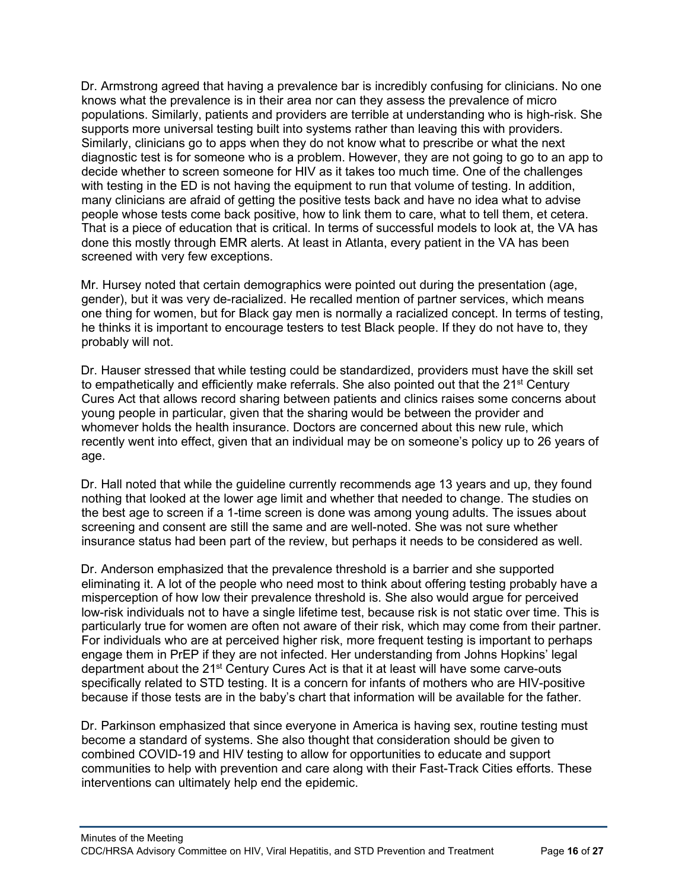Dr. Armstrong agreed that having a prevalence bar is incredibly confusing for clinicians. No one knows what the prevalence is in their area nor can they assess the prevalence of micro populations. Similarly, patients and providers are terrible at understanding who is high-risk. She supports more universal testing built into systems rather than leaving this with providers. Similarly, clinicians go to apps when they do not know what to prescribe or what the next diagnostic test is for someone who is a problem. However, they are not going to go to an app to decide whether to screen someone for HIV as it takes too much time. One of the challenges with testing in the ED is not having the equipment to run that volume of testing. In addition, many clinicians are afraid of getting the positive tests back and have no idea what to advise people whose tests come back positive, how to link them to care, what to tell them, et cetera. That is a piece of education that is critical. In terms of successful models to look at, the VA has done this mostly through EMR alerts. At least in Atlanta, every patient in the VA has been screened with very few exceptions.

Mr. Hursey noted that certain demographics were pointed out during the presentation (age, gender), but it was very de-racialized. He recalled mention of partner services, which means one thing for women, but for Black gay men is normally a racialized concept. In terms of testing, he thinks it is important to encourage testers to test Black people. If they do not have to, they probably will not.

Dr. Hauser stressed that while testing could be standardized, providers must have the skill set to empathetically and efficiently make referrals. She also pointed out that the 21st Century Cures Act that allows record sharing between patients and clinics raises some concerns about young people in particular, given that the sharing would be between the provider and whomever holds the health insurance. Doctors are concerned about this new rule, which recently went into effect, given that an individual may be on someone's policy up to 26 years of age.

Dr. Hall noted that while the guideline currently recommends age 13 years and up, they found nothing that looked at the lower age limit and whether that needed to change. The studies on the best age to screen if a 1-time screen is done was among young adults. The issues about screening and consent are still the same and are well-noted. She was not sure whether insurance status had been part of the review, but perhaps it needs to be considered as well.

Dr. Anderson emphasized that the prevalence threshold is a barrier and she supported eliminating it. A lot of the people who need most to think about offering testing probably have a misperception of how low their prevalence threshold is. She also would argue for perceived low-risk individuals not to have a single lifetime test, because risk is not static over time. This is particularly true for women are often not aware of their risk, which may come from their partner. For individuals who are at perceived higher risk, more frequent testing is important to perhaps engage them in PrEP if they are not infected. Her understanding from Johns Hopkins' legal department about the 21st Century Cures Act is that it at least will have some carve-outs specifically related to STD testing. It is a concern for infants of mothers who are HIV-positive because if those tests are in the baby's chart that information will be available for the father.

Dr. Parkinson emphasized that since everyone in America is having sex, routine testing must become a standard of systems. She also thought that consideration should be given to combined COVID-19 and HIV testing to allow for opportunities to educate and support communities to help with prevention and care along with their Fast-Track Cities efforts. These interventions can ultimately help end the epidemic.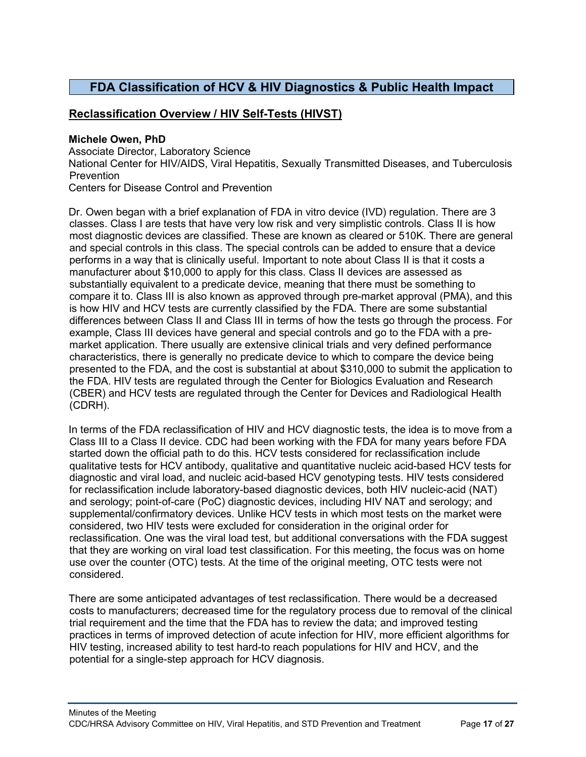## FDA Classification of HCV & HIV Diagnostics & Public Health Impact

### Reclassification Overview / HIV Self-Tests (HIVST)

**Michele Owen, PhD**
Associate Director, Laboratory Science
National Center for HIV/AIDS, Viral Hepatitis, Sexually Transmitted Diseases, and Tuberculosis Prevention
Centers for Disease Control and Prevention

Dr. Owen began with a brief explanation of FDA in vitro device (IVD) regulation. There are 3 classes. Class I are tests that have very low risk and very simplistic controls. Class II is how most diagnostic devices are classified. These are known as cleared or 510K. There are general and special controls in this class. The special controls can be added to ensure that a device performs in a way that is clinically useful. Important to note about Class II is that it costs a manufacturer about $10,000 to apply for this class. Class II devices are assessed as substantially equivalent to a predicate device, meaning that there must be something to compare it to. Class III is also known as approved through pre-market approval (PMA), and this is how HIV and HCV tests are currently classified by the FDA. There are some substantial differences between Class II and Class III in terms of how the tests go through the process. For example, Class III devices have general and special controls and go to the FDA with a pre-market application. There usually are extensive clinical trials and very defined performance characteristics, there is generally no predicate device to which to compare the device being presented to the FDA, and the cost is substantial at about $310,000 to submit the application to the FDA. HIV tests are regulated through the Center for Biologics Evaluation and Research (CBER) and HCV tests are regulated through the Center for Devices and Radiological Health (CDRH).

In terms of the FDA reclassification of HIV and HCV diagnostic tests, the idea is to move from a Class III to a Class II device. CDC had been working with the FDA for many years before FDA started down the official path to do this. HCV tests considered for reclassification include qualitative tests for HCV antibody, qualitative and quantitative nucleic acid-based HCV tests for diagnostic and viral load, and nucleic acid-based HCV genotyping tests. HIV tests considered for reclassification include laboratory-based diagnostic devices, both HIV nucleic-acid (NAT) and serology; point-of-care (PoC) diagnostic devices, including HIV NAT and serology; and supplemental/confirmatory devices. Unlike HCV tests in which most tests on the market were considered, two HIV tests were excluded for consideration in the original order for reclassification. One was the viral load test, but additional conversations with the FDA suggest that they are working on viral load test classification. For this meeting, the focus was on home use over the counter (OTC) tests. At the time of the original meeting, OTC tests were not considered.

There are some anticipated advantages of test reclassification. There would be a decreased costs to manufacturers; decreased time for the regulatory process due to removal of the clinical trial requirement and the time that the FDA has to review the data; and improved testing practices in terms of improved detection of acute infection for HIV, more efficient algorithms for HIV testing, increased ability to test hard-to reach populations for HIV and HCV, and the potential for a single-step approach for HCV diagnosis.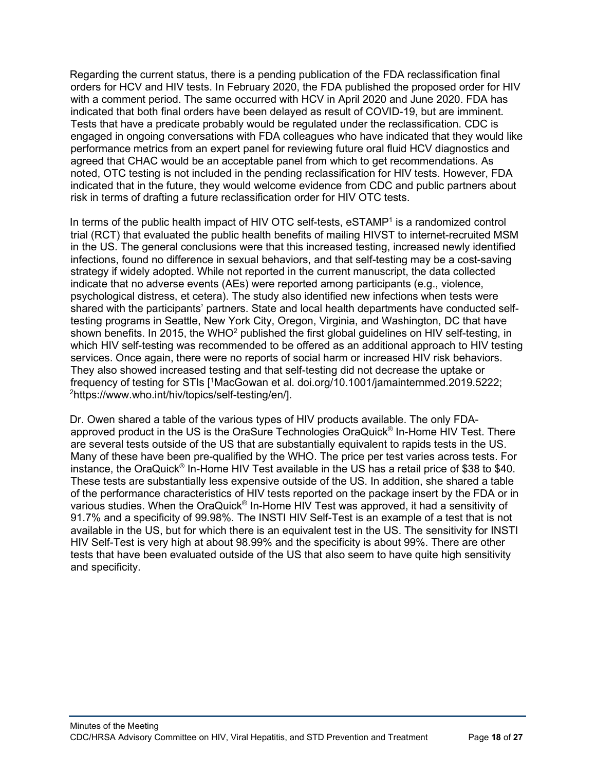Regarding the current status, there is a pending publication of the FDA reclassification final orders for HCV and HIV tests. In February 2020, the FDA published the proposed order for HIV with a comment period. The same occurred with HCV in April 2020 and June 2020. FDA has indicated that both final orders have been delayed as result of COVID-19, but are imminent. Tests that have a predicate probably would be regulated under the reclassification. CDC is engaged in ongoing conversations with FDA colleagues who have indicated that they would like performance metrics from an expert panel for reviewing future oral fluid HCV diagnostics and agreed that CHAC would be an acceptable panel from which to get recommendations. As noted, OTC testing is not included in the pending reclassification for HIV tests. However, FDA indicated that in the future, they would welcome evidence from CDC and public partners about risk in terms of drafting a future reclassification order for HIV OTC tests.

In terms of the public health impact of HIV OTC self-tests, eSTAMP[1] is a randomized control trial (RCT) that evaluated the public health benefits of mailing HIVST to internet-recruited MSM in the US. The general conclusions were that this increased testing, increased newly identified infections, found no difference in sexual behaviors, and that self-testing may be a cost-saving strategy if widely adopted. While not reported in the current manuscript, the data collected indicate that no adverse events (AEs) were reported among participants (e.g., violence, psychological distress, et cetera). The study also identified new infections when tests were shared with the participants' partners. State and local health departments have conducted self-testing programs in Seattle, New York City, Oregon, Virginia, and Washington, DC that have shown benefits. In 2015, the WHO[2] published the first global guidelines on HIV self-testing, in which HIV self-testing was recommended to be offered as an additional approach to HIV testing services. Once again, there were no reports of social harm or increased HIV risk behaviors. They also showed increased testing and that self-testing did not decrease the uptake or frequency of testing for STIs [[1]MacGowan et al. doi.org/10.1001/jamainternmed.2019.5222; [2]https://www.who.int/hiv/topics/self-testing/en/].

Dr. Owen shared a table of the various types of HIV products available. The only FDA-approved product in the US is the OraSure Technologies OraQuick® In-Home HIV Test. There are several tests outside of the US that are substantially equivalent to rapids tests in the US. Many of these have been pre-qualified by the WHO. The price per test varies across tests. For instance, the OraQuick® In-Home HIV Test available in the US has a retail price of $38 to $40. These tests are substantially less expensive outside of the US. In addition, she shared a table of the performance characteristics of HIV tests reported on the package insert by the FDA or in various studies. When the OraQuick® In-Home HIV Test was approved, it had a sensitivity of 91.7% and a specificity of 99.98%. The INSTI HIV Self-Test is an example of a test that is not available in the US, but for which there is an equivalent test in the US. The sensitivity for INSTI HIV Self-Test is very high at about 98.99% and the specificity is about 99%. There are other tests that have been evaluated outside of the US that also seem to have quite high sensitivity and specificity.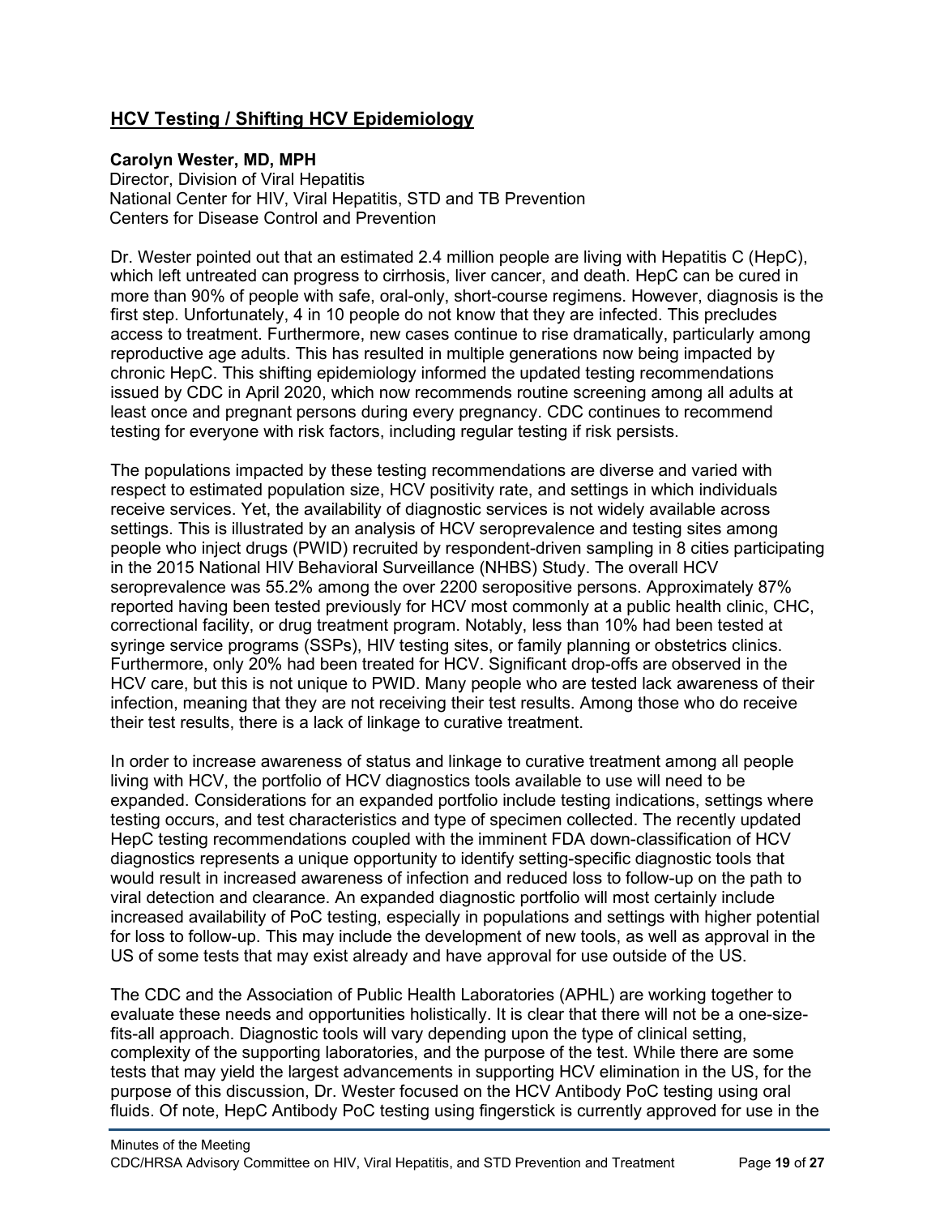## HCV Testing / Shifting HCV Epidemiology

**Carolyn Wester, MD, MPH**
Director, Division of Viral Hepatitis
National Center for HIV, Viral Hepatitis, STD and TB Prevention
Centers for Disease Control and Prevention

Dr. Wester pointed out that an estimated 2.4 million people are living with Hepatitis C (HepC), which left untreated can progress to cirrhosis, liver cancer, and death. HepC can be cured in more than 90% of people with safe, oral-only, short-course regimens. However, diagnosis is the first step. Unfortunately, 4 in 10 people do not know that they are infected. This precludes access to treatment. Furthermore, new cases continue to rise dramatically, particularly among reproductive age adults. This has resulted in multiple generations now being impacted by chronic HepC. This shifting epidemiology informed the updated testing recommendations issued by CDC in April 2020, which now recommends routine screening among all adults at least once and pregnant persons during every pregnancy. CDC continues to recommend testing for everyone with risk factors, including regular testing if risk persists.

The populations impacted by these testing recommendations are diverse and varied with respect to estimated population size, HCV positivity rate, and settings in which individuals receive services. Yet, the availability of diagnostic services is not widely available across settings. This is illustrated by an analysis of HCV seroprevalence and testing sites among people who inject drugs (PWID) recruited by respondent-driven sampling in 8 cities participating in the 2015 National HIV Behavioral Surveillance (NHBS) Study. The overall HCV seroprevalence was 55.2% among the over 2200 seropositive persons. Approximately 87% reported having been tested previously for HCV most commonly at a public health clinic, CHC, correctional facility, or drug treatment program. Notably, less than 10% had been tested at syringe service programs (SSPs), HIV testing sites, or family planning or obstetrics clinics. Furthermore, only 20% had been treated for HCV. Significant drop-offs are observed in the HCV care, but this is not unique to PWID. Many people who are tested lack awareness of their infection, meaning that they are not receiving their test results. Among those who do receive their test results, there is a lack of linkage to curative treatment.

In order to increase awareness of status and linkage to curative treatment among all people living with HCV, the portfolio of HCV diagnostics tools available to use will need to be expanded. Considerations for an expanded portfolio include testing indications, settings where testing occurs, and test characteristics and type of specimen collected. The recently updated HepC testing recommendations coupled with the imminent FDA down-classification of HCV diagnostics represents a unique opportunity to identify setting-specific diagnostic tools that would result in increased awareness of infection and reduced loss to follow-up on the path to viral detection and clearance. An expanded diagnostic portfolio will most certainly include increased availability of PoC testing, especially in populations and settings with higher potential for loss to follow-up. This may include the development of new tools, as well as approval in the US of some tests that may exist already and have approval for use outside of the US.

The CDC and the Association of Public Health Laboratories (APHL) are working together to evaluate these needs and opportunities holistically. It is clear that there will not be a one-size-fits-all approach. Diagnostic tools will vary depending upon the type of clinical setting, complexity of the supporting laboratories, and the purpose of the test. While there are some tests that may yield the largest advancements in supporting HCV elimination in the US, for the purpose of this discussion, Dr. Wester focused on the HCV Antibody PoC testing using oral fluids. Of note, HepC Antibody PoC testing using fingerstick is currently approved for use in the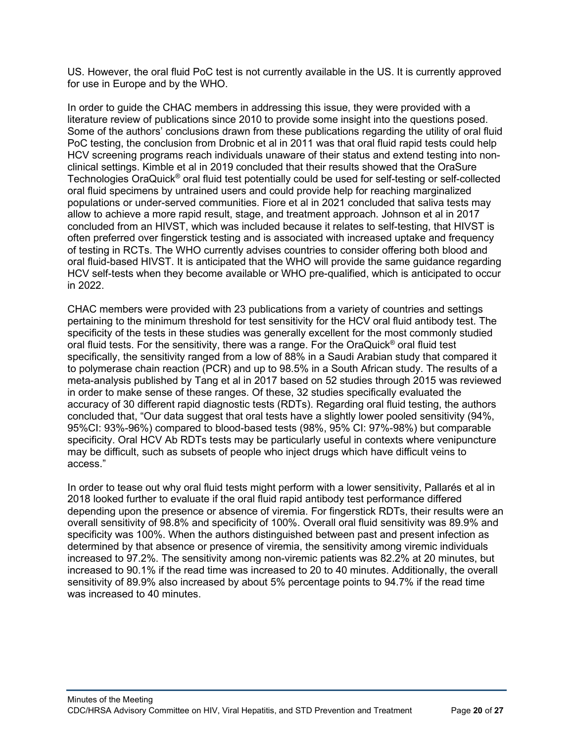US. However, the oral fluid PoC test is not currently available in the US. It is currently approved for use in Europe and by the WHO.

In order to guide the CHAC members in addressing this issue, they were provided with a literature review of publications since 2010 to provide some insight into the questions posed. Some of the authors' conclusions drawn from these publications regarding the utility of oral fluid PoC testing, the conclusion from Drobnic et al in 2011 was that oral fluid rapid tests could help HCV screening programs reach individuals unaware of their status and extend testing into non-clinical settings. Kimble et al in 2019 concluded that their results showed that the OraSure Technologies OraQuick® oral fluid test potentially could be used for self-testing or self-collected oral fluid specimens by untrained users and could provide help for reaching marginalized populations or under-served communities. Fiore et al in 2021 concluded that saliva tests may allow to achieve a more rapid result, stage, and treatment approach. Johnson et al in 2017 concluded from an HIVST, which was included because it relates to self-testing, that HIVST is often preferred over fingerstick testing and is associated with increased uptake and frequency of testing in RCTs. The WHO currently advises countries to consider offering both blood and oral fluid-based HIVST. It is anticipated that the WHO will provide the same guidance regarding HCV self-tests when they become available or WHO pre-qualified, which is anticipated to occur in 2022.

CHAC members were provided with 23 publications from a variety of countries and settings pertaining to the minimum threshold for test sensitivity for the HCV oral fluid antibody test. The specificity of the tests in these studies was generally excellent for the most commonly studied oral fluid tests. For the sensitivity, there was a range. For the OraQuick® oral fluid test specifically, the sensitivity ranged from a low of 88% in a Saudi Arabian study that compared it to polymerase chain reaction (PCR) and up to 98.5% in a South African study. The results of a meta-analysis published by Tang et al in 2017 based on 52 studies through 2015 was reviewed in order to make sense of these ranges. Of these, 32 studies specifically evaluated the accuracy of 30 different rapid diagnostic tests (RDTs). Regarding oral fluid testing, the authors concluded that, "Our data suggest that oral tests have a slightly lower pooled sensitivity (94%, 95%CI: 93%-96%) compared to blood-based tests (98%, 95% CI: 97%-98%) but comparable specificity. Oral HCV Ab RDTs tests may be particularly useful in contexts where venipuncture may be difficult, such as subsets of people who inject drugs which have difficult veins to access."

In order to tease out why oral fluid tests might perform with a lower sensitivity, Pallarés et al in 2018 looked further to evaluate if the oral fluid rapid antibody test performance differed depending upon the presence or absence of viremia. For fingerstick RDTs, their results were an overall sensitivity of 98.8% and specificity of 100%. Overall oral fluid sensitivity was 89.9% and specificity was 100%. When the authors distinguished between past and present infection as determined by that absence or presence of viremia, the sensitivity among viremic individuals increased to 97.2%. The sensitivity among non-viremic patients was 82.2% at 20 minutes, but increased to 90.1% if the read time was increased to 20 to 40 minutes. Additionally, the overall sensitivity of 89.9% also increased by about 5% percentage points to 94.7% if the read time was increased to 40 minutes.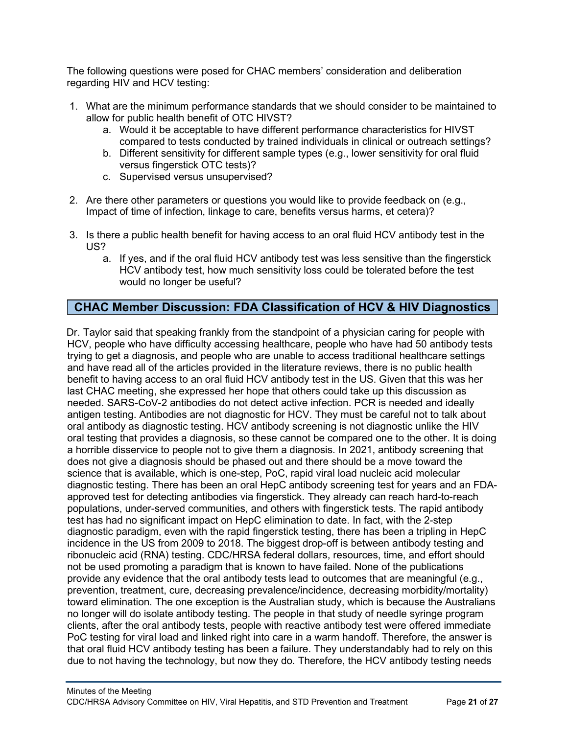The following questions were posed for CHAC members' consideration and deliberation regarding HIV and HCV testing:

1. What are the minimum performance standards that we should consider to be maintained to allow for public health benefit of OTC HIVST?
   a. Would it be acceptable to have different performance characteristics for HIVST compared to tests conducted by trained individuals in clinical or outreach settings?
   b. Different sensitivity for different sample types (e.g., lower sensitivity for oral fluid versus fingerstick OTC tests)?
   c. Supervised versus unsupervised?

2. Are there other parameters or questions you would like to provide feedback on (e.g., Impact of time of infection, linkage to care, benefits versus harms, et cetera)?

3. Is there a public health benefit for having access to an oral fluid HCV antibody test in the US?
   a. If yes, and if the oral fluid HCV antibody test was less sensitive than the fingerstick HCV antibody test, how much sensitivity loss could be tolerated before the test would no longer be useful?

## CHAC Member Discussion: FDA Classification of HCV & HIV Diagnostics

Dr. Taylor said that speaking frankly from the standpoint of a physician caring for people with HCV, people who have difficulty accessing healthcare, people who have had 50 antibody tests trying to get a diagnosis, and people who are unable to access traditional healthcare settings and have read all of the articles provided in the literature reviews, there is no public health benefit to having access to an oral fluid HCV antibody test in the US. Given that this was her last CHAC meeting, she expressed her hope that others could take up this discussion as needed. SARS-CoV-2 antibodies do not detect active infection. PCR is needed and ideally antigen testing. Antibodies are not diagnostic for HCV. They must be careful not to talk about oral antibody as diagnostic testing. HCV antibody screening is not diagnostic unlike the HIV oral testing that provides a diagnosis, so these cannot be compared one to the other. It is doing a horrible disservice to people not to give them a diagnosis. In 2021, antibody screening that does not give a diagnosis should be phased out and there should be a move toward the science that is available, which is one-step, PoC, rapid viral load nucleic acid molecular diagnostic testing. There has been an oral HepC antibody screening test for years and an FDA-approved test for detecting antibodies via fingerstick. They already can reach hard-to-reach populations, under-served communities, and others with fingerstick tests. The rapid antibody test has had no significant impact on HepC elimination to date. In fact, with the 2-step diagnostic paradigm, even with the rapid fingerstick testing, there has been a tripling in HepC incidence in the US from 2009 to 2018. The biggest drop-off is between antibody testing and ribonucleic acid (RNA) testing. CDC/HRSA federal dollars, resources, time, and effort should not be used promoting a paradigm that is known to have failed. None of the publications provide any evidence that the oral antibody tests lead to outcomes that are meaningful (e.g., prevention, treatment, cure, decreasing prevalence/incidence, decreasing morbidity/mortality) toward elimination. The one exception is the Australian study, which is because the Australians no longer will do isolate antibody testing. The people in that study of needle syringe program clients, after the oral antibody tests, people with reactive antibody test were offered immediate PoC testing for viral load and linked right into care in a warm handoff. Therefore, the answer is that oral fluid HCV antibody testing has been a failure. They understandably had to rely on this due to not having the technology, but now they do. Therefore, the HCV antibody testing needs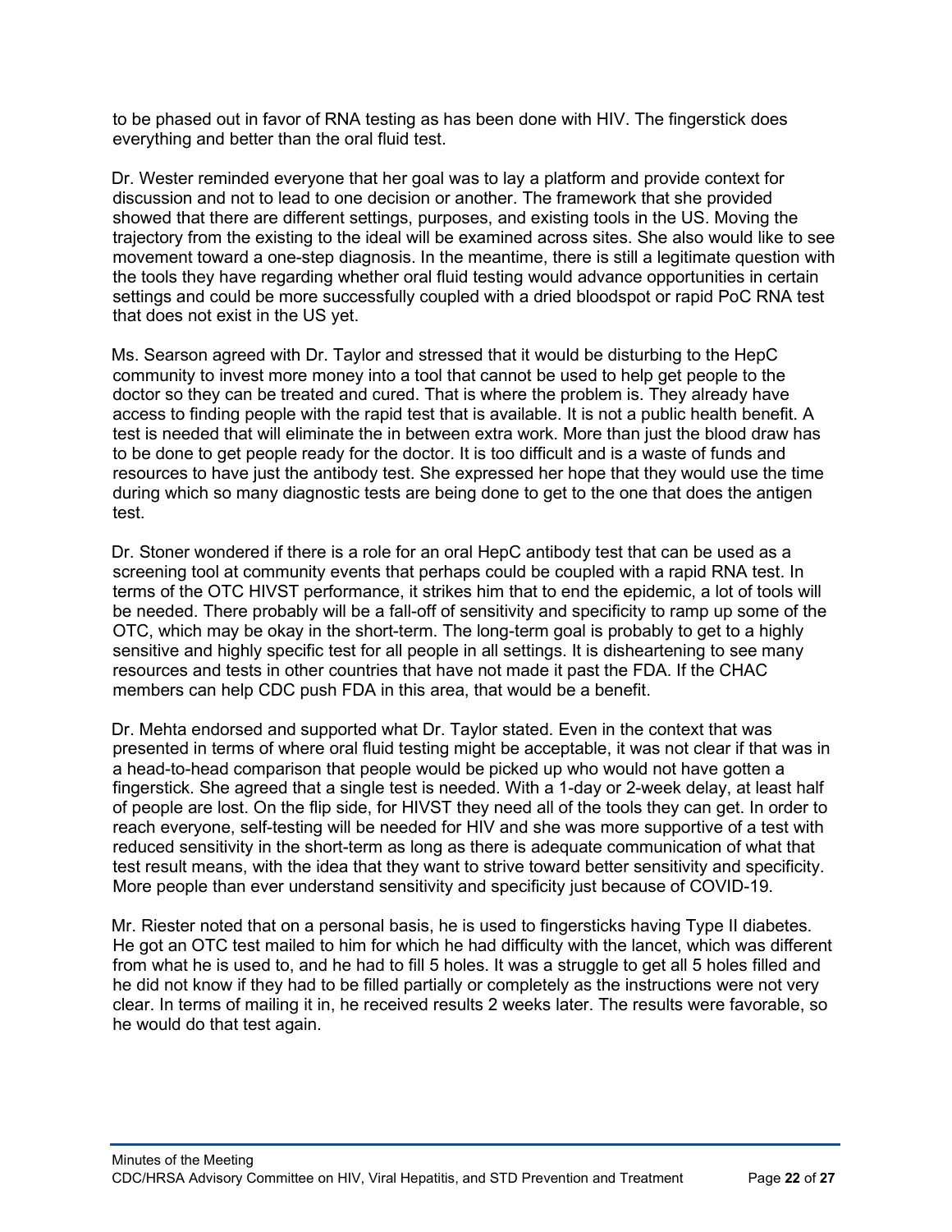to be phased out in favor of RNA testing as has been done with HIV. The fingerstick does everything and better than the oral fluid test.

Dr. Wester reminded everyone that her goal was to lay a platform and provide context for discussion and not to lead to one decision or another. The framework that she provided showed that there are different settings, purposes, and existing tools in the US. Moving the trajectory from the existing to the ideal will be examined across sites. She also would like to see movement toward a one-step diagnosis. In the meantime, there is still a legitimate question with the tools they have regarding whether oral fluid testing would advance opportunities in certain settings and could be more successfully coupled with a dried bloodspot or rapid PoC RNA test that does not exist in the US yet.

Ms. Searson agreed with Dr. Taylor and stressed that it would be disturbing to the HepC community to invest more money into a tool that cannot be used to help get people to the doctor so they can be treated and cured. That is where the problem is. They already have access to finding people with the rapid test that is available. It is not a public health benefit. A test is needed that will eliminate the in between extra work. More than just the blood draw has to be done to get people ready for the doctor. It is too difficult and is a waste of funds and resources to have just the antibody test. She expressed her hope that they would use the time during which so many diagnostic tests are being done to get to the one that does the antigen test.

Dr. Stoner wondered if there is a role for an oral HepC antibody test that can be used as a screening tool at community events that perhaps could be coupled with a rapid RNA test. In terms of the OTC HIVST performance, it strikes him that to end the epidemic, a lot of tools will be needed. There probably will be a fall-off of sensitivity and specificity to ramp up some of the OTC, which may be okay in the short-term. The long-term goal is probably to get to a highly sensitive and highly specific test for all people in all settings. It is disheartening to see many resources and tests in other countries that have not made it past the FDA. If the CHAC members can help CDC push FDA in this area, that would be a benefit.

Dr. Mehta endorsed and supported what Dr. Taylor stated. Even in the context that was presented in terms of where oral fluid testing might be acceptable, it was not clear if that was in a head-to-head comparison that people would be picked up who would not have gotten a fingerstick. She agreed that a single test is needed. With a 1-day or 2-week delay, at least half of people are lost. On the flip side, for HIVST they need all of the tools they can get. In order to reach everyone, self-testing will be needed for HIV and she was more supportive of a test with reduced sensitivity in the short-term as long as there is adequate communication of what that test result means, with the idea that they want to strive toward better sensitivity and specificity. More people than ever understand sensitivity and specificity just because of COVID-19.

Mr. Riester noted that on a personal basis, he is used to fingersticks having Type II diabetes. He got an OTC test mailed to him for which he had difficulty with the lancet, which was different from what he is used to, and he had to fill 5 holes. It was a struggle to get all 5 holes filled and he did not know if they had to be filled partially or completely as the instructions were not very clear. In terms of mailing it in, he received results 2 weeks later. The results were favorable, so he would do that test again.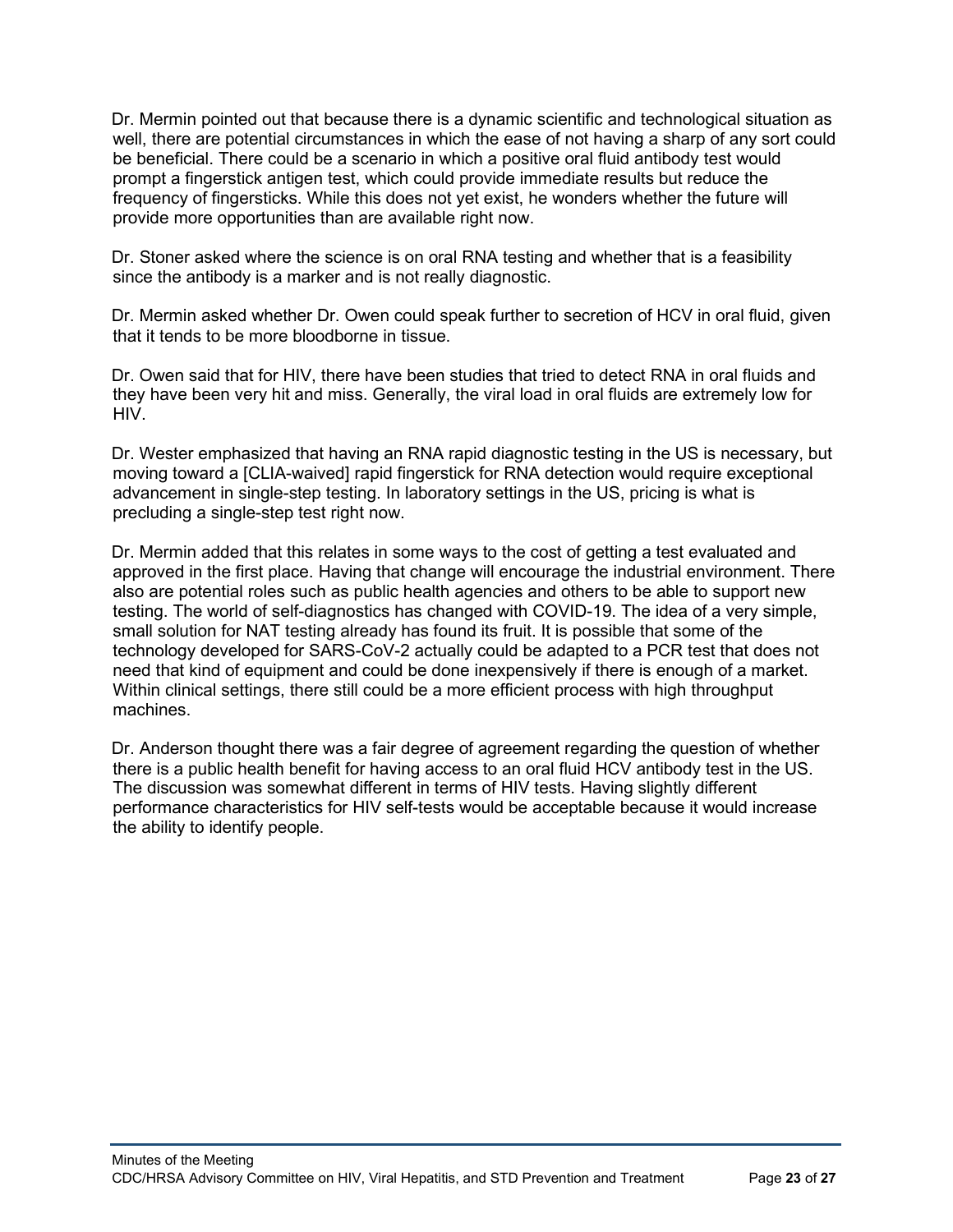Dr. Mermin pointed out that because there is a dynamic scientific and technological situation as well, there are potential circumstances in which the ease of not having a sharp of any sort could be beneficial. There could be a scenario in which a positive oral fluid antibody test would prompt a fingerstick antigen test, which could provide immediate results but reduce the frequency of fingersticks. While this does not yet exist, he wonders whether the future will provide more opportunities than are available right now.

Dr. Stoner asked where the science is on oral RNA testing and whether that is a feasibility since the antibody is a marker and is not really diagnostic.

Dr. Mermin asked whether Dr. Owen could speak further to secretion of HCV in oral fluid, given that it tends to be more bloodborne in tissue.

Dr. Owen said that for HIV, there have been studies that tried to detect RNA in oral fluids and they have been very hit and miss. Generally, the viral load in oral fluids are extremely low for HIV.

Dr. Wester emphasized that having an RNA rapid diagnostic testing in the US is necessary, but moving toward a [CLIA-waived] rapid fingerstick for RNA detection would require exceptional advancement in single-step testing. In laboratory settings in the US, pricing is what is precluding a single-step test right now.

Dr. Mermin added that this relates in some ways to the cost of getting a test evaluated and approved in the first place. Having that change will encourage the industrial environment. There also are potential roles such as public health agencies and others to be able to support new testing. The world of self-diagnostics has changed with COVID-19. The idea of a very simple, small solution for NAT testing already has found its fruit. It is possible that some of the technology developed for SARS-CoV-2 actually could be adapted to a PCR test that does not need that kind of equipment and could be done inexpensively if there is enough of a market. Within clinical settings, there still could be a more efficient process with high throughput machines.

Dr. Anderson thought there was a fair degree of agreement regarding the question of whether there is a public health benefit for having access to an oral fluid HCV antibody test in the US. The discussion was somewhat different in terms of HIV tests. Having slightly different performance characteristics for HIV self-tests would be acceptable because it would increase the ability to identify people.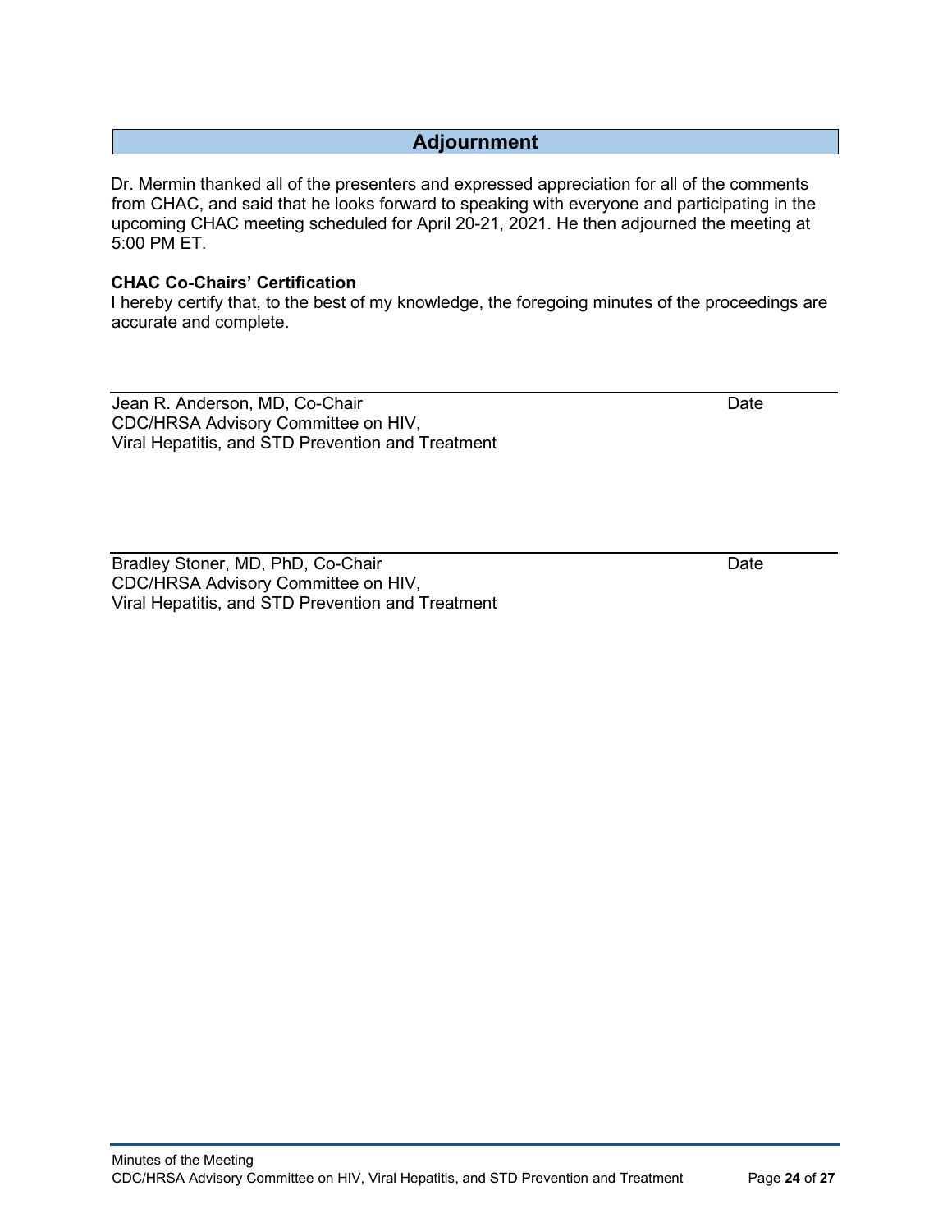## Adjournment

Dr. Mermin thanked all of the presenters and expressed appreciation for all of the comments from CHAC, and said that he looks forward to speaking with everyone and participating in the upcoming CHAC meeting scheduled for April 20-21, 2021. He then adjourned the meeting at 5:00 PM ET.

**CHAC Co-Chairs' Certification**

I hereby certify that, to the best of my knowledge, the foregoing minutes of the proceedings are accurate and complete.

\_\_\_\_\_\_\_\_\_\_\_\_\_\_\_\_\_\_\_\_\_\_\_\_\_\_\_\_\_\_\_\_\_\_\_\_\_\_\_\_\_\_\_\_\_\_\_\_\_\_\_\_\_\_\_\_\_\_\_\_

Jean R. Anderson, MD, Co-Chair Date
CDC/HRSA Advisory Committee on HIV,
Viral Hepatitis, and STD Prevention and Treatment

\_\_\_\_\_\_\_\_\_\_\_\_\_\_\_\_\_\_\_\_\_\_\_\_\_\_\_\_\_\_\_\_\_\_\_\_\_\_\_\_\_\_\_\_\_\_\_\_\_\_\_\_\_\_\_\_\_\_\_\_

Bradley Stoner, MD, PhD, Co-Chair Date
CDC/HRSA Advisory Committee on HIV,
Viral Hepatitis, and STD Prevention and Treatment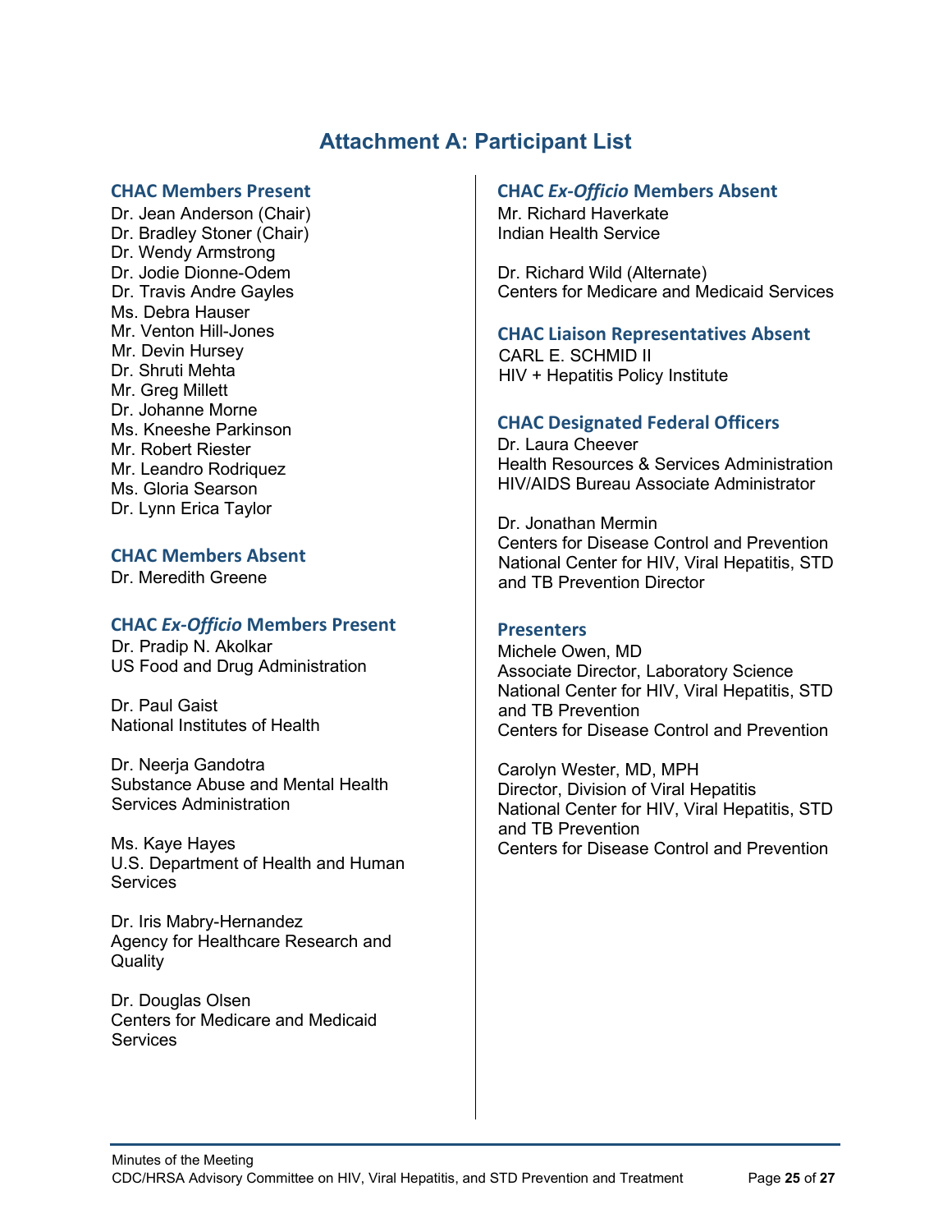# Attachment A: Participant List

### CHAC Members Present

Dr. Jean Anderson (Chair)
Dr. Bradley Stoner (Chair)
Dr. Wendy Armstrong
Dr. Jodie Dionne-Odem
Dr. Travis Andre Gayles
Ms. Debra Hauser
Mr. Venton Hill-Jones
Mr. Devin Hursey
Dr. Shruti Mehta
Mr. Greg Millett
Dr. Johanne Morne
Ms. Kneeshe Parkinson
Mr. Robert Riester
Mr. Leandro Rodriquez
Ms. Gloria Searson
Dr. Lynn Erica Taylor

### CHAC Members Absent

Dr. Meredith Greene

### CHAC *Ex-Officio* Members Present

Dr. Pradip N. Akolkar
US Food and Drug Administration

Dr. Paul Gaist
National Institutes of Health

Dr. Neerja Gandotra
Substance Abuse and Mental Health Services Administration

Ms. Kaye Hayes
U.S. Department of Health and Human Services

Dr. Iris Mabry-Hernandez
Agency for Healthcare Research and Quality

Dr. Douglas Olsen
Centers for Medicare and Medicaid Services

### CHAC *Ex-Officio* Members Absent

Mr. Richard Haverkate
Indian Health Service

Dr. Richard Wild (Alternate)
Centers for Medicare and Medicaid Services

### CHAC Liaison Representatives Absent

CARL E. SCHMID II
HIV + Hepatitis Policy Institute

### CHAC Designated Federal Officers

Dr. Laura Cheever
Health Resources & Services Administration
HIV/AIDS Bureau Associate Administrator

Dr. Jonathan Mermin
Centers for Disease Control and Prevention
National Center for HIV, Viral Hepatitis, STD and TB Prevention Director

### Presenters

Michele Owen, MD
Associate Director, Laboratory Science
National Center for HIV, Viral Hepatitis, STD and TB Prevention
Centers for Disease Control and Prevention

Carolyn Wester, MD, MPH
Director, Division of Viral Hepatitis
National Center for HIV, Viral Hepatitis, STD and TB Prevention
Centers for Disease Control and Prevention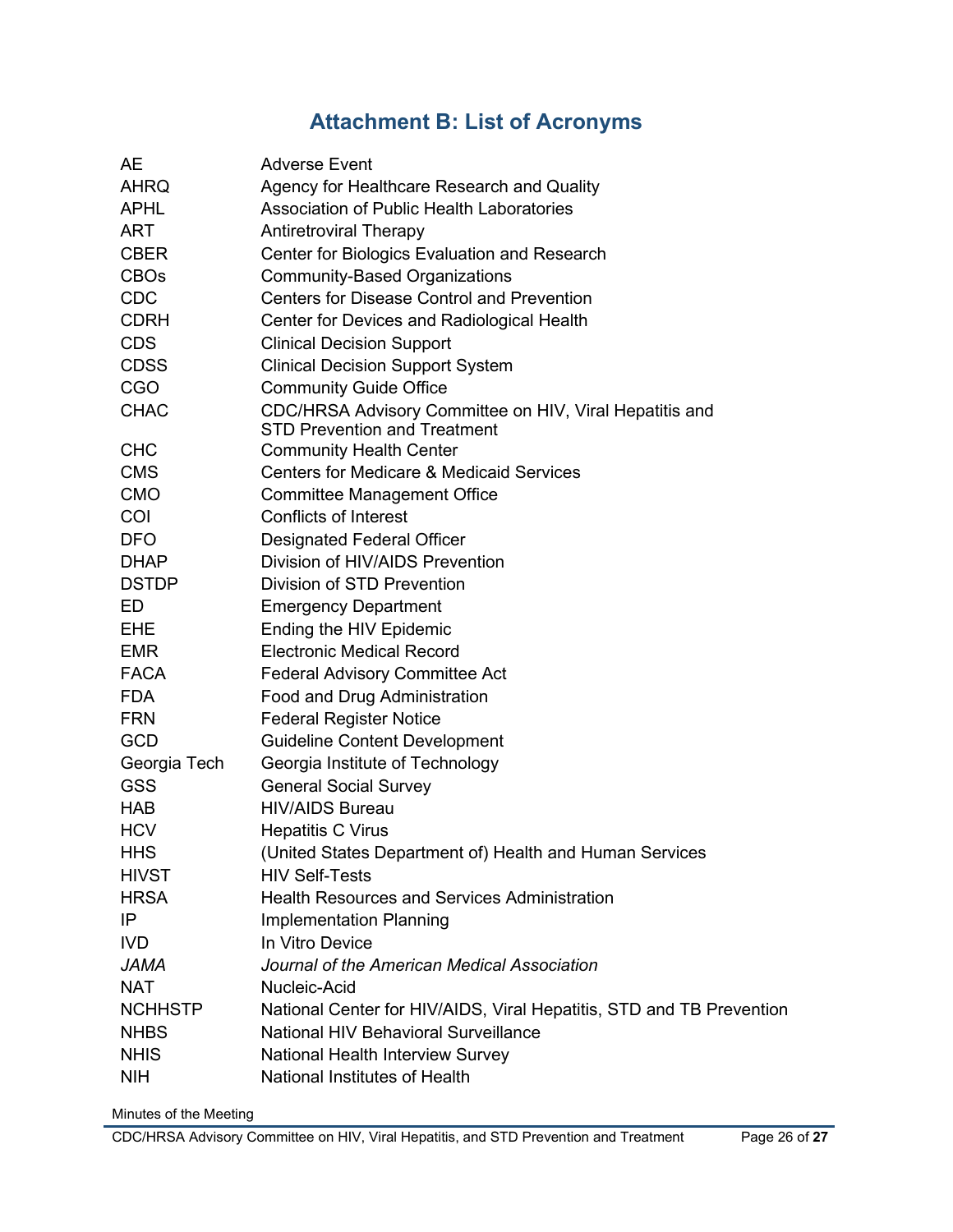# Attachment B: List of Acronyms

| | |
|---|---|
| AE | Adverse Event |
| AHRQ | Agency for Healthcare Research and Quality |
| APHL | Association of Public Health Laboratories |
| ART | Antiretroviral Therapy |
| CBER | Center for Biologics Evaluation and Research |
| CBOs | Community-Based Organizations |
| CDC | Centers for Disease Control and Prevention |
| CDRH | Center for Devices and Radiological Health |
| CDS | Clinical Decision Support |
| CDSS | Clinical Decision Support System |
| CGO | Community Guide Office |
| CHAC | CDC/HRSA Advisory Committee on HIV, Viral Hepatitis and STD Prevention and Treatment |
| CHC | Community Health Center |
| CMS | Centers for Medicare & Medicaid Services |
| CMO | Committee Management Office |
| COI | Conflicts of Interest |
| DFO | Designated Federal Officer |
| DHAP | Division of HIV/AIDS Prevention |
| DSTDP | Division of STD Prevention |
| ED | Emergency Department |
| EHE | Ending the HIV Epidemic |
| EMR | Electronic Medical Record |
| FACA | Federal Advisory Committee Act |
| FDA | Food and Drug Administration |
| FRN | Federal Register Notice |
| GCD | Guideline Content Development |
| Georgia Tech | Georgia Institute of Technology |
| GSS | General Social Survey |
| HAB | HIV/AIDS Bureau |
| HCV | Hepatitis C Virus |
| HHS | (United States Department of) Health and Human Services |
| HIVST | HIV Self-Tests |
| HRSA | Health Resources and Services Administration |
| IP | Implementation Planning |
| IVD | In Vitro Device |
| *JAMA* | *Journal of the American Medical Association* |
| NAT | Nucleic-Acid |
| NCHHSTP | National Center for HIV/AIDS, Viral Hepatitis, STD and TB Prevention |
| NHBS | National HIV Behavioral Surveillance |
| NHIS | National Health Interview Survey |
| NIH | National Institutes of Health |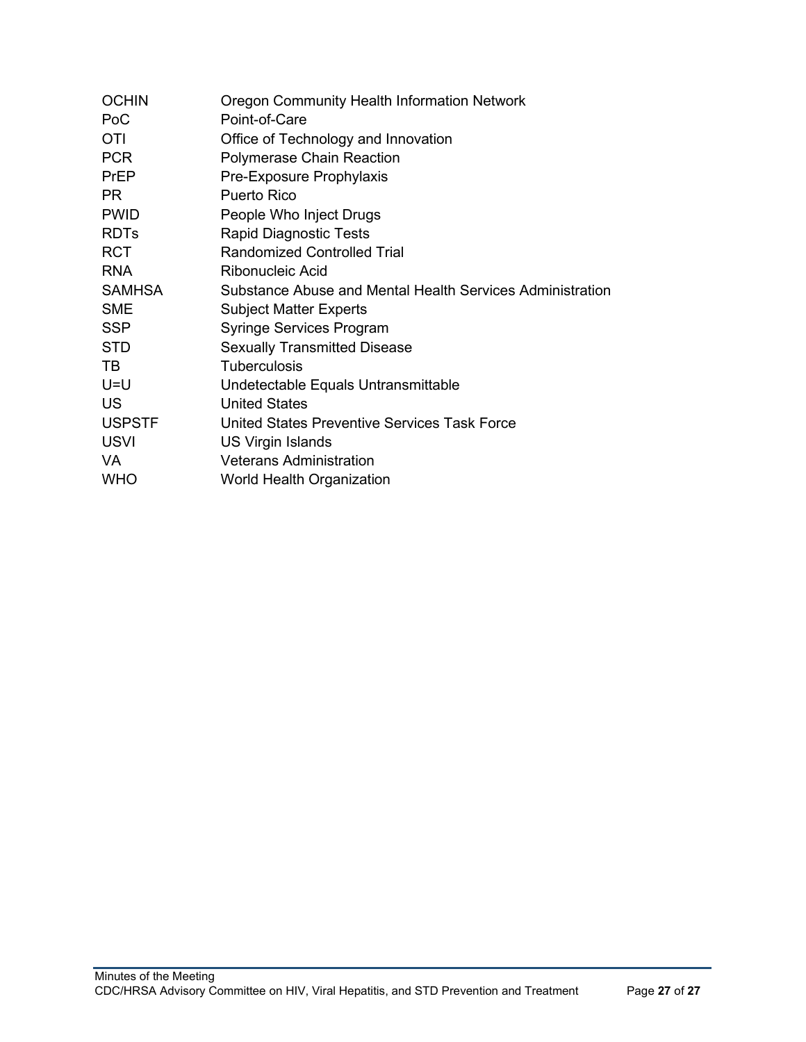| | |
|---|---|
| OCHIN | Oregon Community Health Information Network |
| PoC | Point-of-Care |
| OTI | Office of Technology and Innovation |
| PCR | Polymerase Chain Reaction |
| PrEP | Pre-Exposure Prophylaxis |
| PR | Puerto Rico |
| PWID | People Who Inject Drugs |
| RDTs | Rapid Diagnostic Tests |
| RCT | Randomized Controlled Trial |
| RNA | Ribonucleic Acid |
| SAMHSA | Substance Abuse and Mental Health Services Administration |
| SME | Subject Matter Experts |
| SSP | Syringe Services Program |
| STD | Sexually Transmitted Disease |
| TB | Tuberculosis |
| U=U | Undetectable Equals Untransmittable |
| US | United States |
| USPSTF | United States Preventive Services Task Force |
| USVI | US Virgin Islands |
| VA | Veterans Administration |
| WHO | World Health Organization |